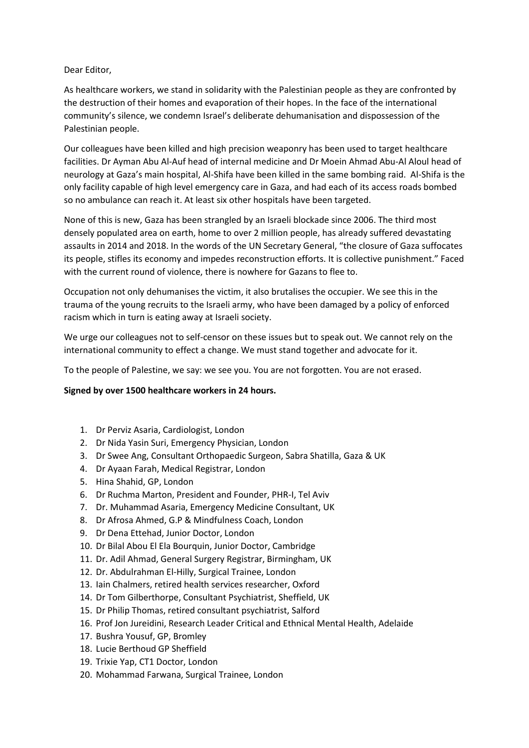Dear Editor,

As healthcare workers, we stand in solidarity with the Palestinian people as they are confronted by the destruction of their homes and evaporation of their hopes. In the face of the international community's silence, we condemn Israel's deliberate dehumanisation and dispossession of the Palestinian people.

Our colleagues have been killed and high precision weaponry has been used to target healthcare facilities. Dr Ayman Abu Al-Auf head of internal medicine and Dr Moein Ahmad Abu-Al Aloul head of neurology at Gaza's main hospital, Al-Shifa have been killed in the same bombing raid. Al-Shifa is the only facility capable of high level emergency care in Gaza, and had each of its access roads bombed so no ambulance can reach it. At least six other hospitals have been targeted.

None of this is new, Gaza has been strangled by an Israeli blockade since 2006. The third most densely populated area on earth, home to over 2 million people, has already suffered devastating assaults in 2014 and 2018. In the words of the UN Secretary General, "the closure of Gaza suffocates its people, stifles its economy and impedes reconstruction efforts. It is collective punishment." Faced with the current round of violence, there is nowhere for Gazans to flee to.

Occupation not only dehumanises the victim, it also brutalises the occupier. We see this in the trauma of the young recruits to the Israeli army, who have been damaged by a policy of enforced racism which in turn is eating away at Israeli society.

We urge our colleagues not to self-censor on these issues but to speak out. We cannot rely on the international community to effect a change. We must stand together and advocate for it.

To the people of Palestine, we say: we see you. You are not forgotten. You are not erased.

**Signed by over 1500 healthcare workers in 24 hours.**

1. Dr Perviz Asaria, Cardiologist, London
2. Dr Nida Yasin Suri, Emergency Physician, London
3. Dr Swee Ang, Consultant Orthopaedic Surgeon, Sabra Shatilla, Gaza & UK
4. Dr Ayaan Farah, Medical Registrar, London
5. Hina Shahid, GP, London
6. Dr Ruchma Marton, President and Founder, PHR-I, Tel Aviv
7. Dr. Muhammad Asaria, Emergency Medicine Consultant, UK
8. Dr Afrosa Ahmed, G.P & Mindfulness Coach, London
9. Dr Dena Ettehad, Junior Doctor, London
10. Dr Bilal Abou El Ela Bourquin, Junior Doctor, Cambridge
11. Dr. Adil Ahmad, General Surgery Registrar, Birmingham, UK
12. Dr. Abdulrahman El-Hilly, Surgical Trainee, London
13. Iain Chalmers, retired health services researcher, Oxford
14. Dr Tom Gilberthorpe, Consultant Psychiatrist, Sheffield, UK
15. Dr Philip Thomas, retired consultant psychiatrist, Salford
16. Prof Jon Jureidini, Research Leader Critical and Ethnical Mental Health, Adelaide
17. Bushra Yousuf, GP, Bromley
18. Lucie Berthoud GP Sheffield
19. Trixie Yap, CT1 Doctor, London
20. Mohammad Farwana, Surgical Trainee, London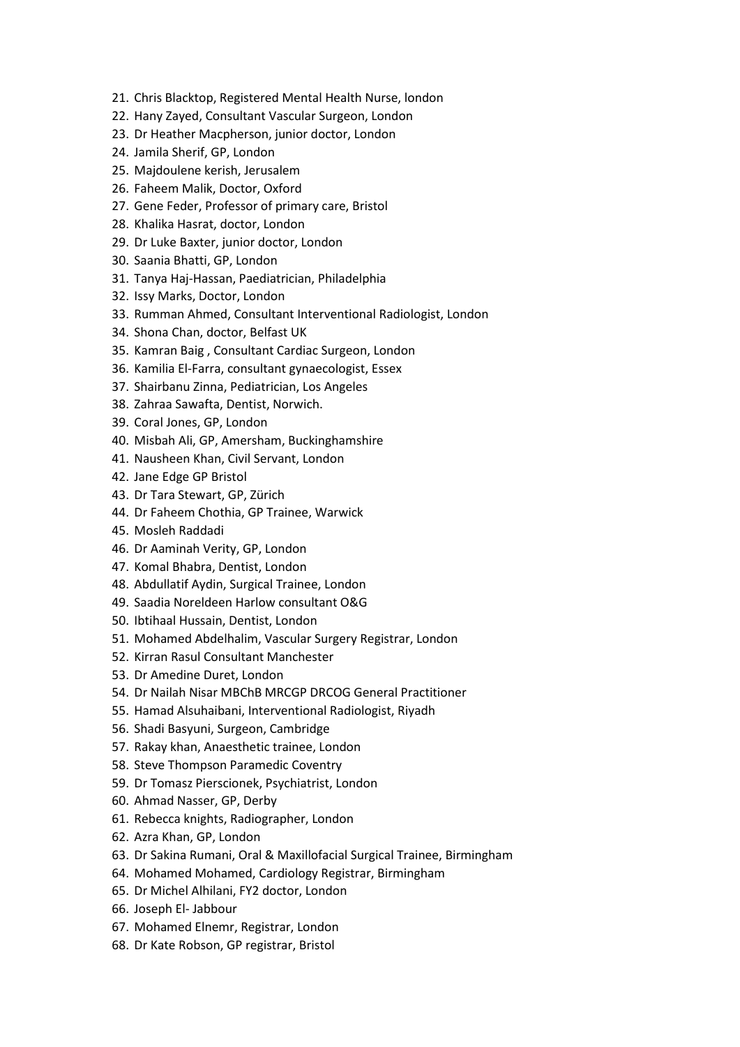21. Chris Blacktop, Registered Mental Health Nurse, london
22. Hany Zayed, Consultant Vascular Surgeon, London
23. Dr Heather Macpherson, junior doctor, London
24. Jamila Sherif, GP, London
25. Majdoulene kerish, Jerusalem
26. Faheem Malik, Doctor, Oxford
27. Gene Feder, Professor of primary care, Bristol
28. Khalika Hasrat, doctor, London
29. Dr Luke Baxter, junior doctor, London
30. Saania Bhatti, GP, London
31. Tanya Haj-Hassan, Paediatrician, Philadelphia
32. Issy Marks, Doctor, London
33. Rumman Ahmed, Consultant Interventional Radiologist, London
34. Shona Chan, doctor, Belfast UK
35. Kamran Baig , Consultant Cardiac Surgeon, London
36. Kamilia El-Farra, consultant gynaecologist, Essex
37. Shairbanu Zinna, Pediatrician, Los Angeles
38. Zahraa Sawafta, Dentist, Norwich.
39. Coral Jones, GP, London
40. Misbah Ali, GP, Amersham, Buckinghamshire
41. Nausheen Khan, Civil Servant, London
42. Jane Edge GP Bristol
43. Dr Tara Stewart, GP, Zürich
44. Dr Faheem Chothia, GP Trainee, Warwick
45. Mosleh Raddadi
46. Dr Aaminah Verity, GP, London
47. Komal Bhabra, Dentist, London
48. Abdullatif Aydin, Surgical Trainee, London
49. Saadia Noreldeen Harlow consultant O&G
50. Ibtihaal Hussain, Dentist, London
51. Mohamed Abdelhalim, Vascular Surgery Registrar, London
52. Kirran Rasul Consultant Manchester
53. Dr Amedine Duret, London
54. Dr Nailah Nisar MBChB MRCGP DRCOG General Practitioner
55. Hamad Alsuhaibani, Interventional Radiologist, Riyadh
56. Shadi Basyuni, Surgeon, Cambridge
57. Rakay khan, Anaesthetic trainee, London
58. Steve Thompson Paramedic Coventry
59. Dr Tomasz Pierscionek, Psychiatrist, London
60. Ahmad Nasser, GP, Derby
61. Rebecca knights, Radiographer, London
62. Azra Khan, GP, London
63. Dr Sakina Rumani, Oral & Maxillofacial Surgical Trainee, Birmingham
64. Mohamed Mohamed, Cardiology Registrar, Birmingham
65. Dr Michel Alhilani, FY2 doctor, London
66. Joseph El- Jabbour
67. Mohamed Elnemr, Registrar, London
68. Dr Kate Robson, GP registrar, Bristol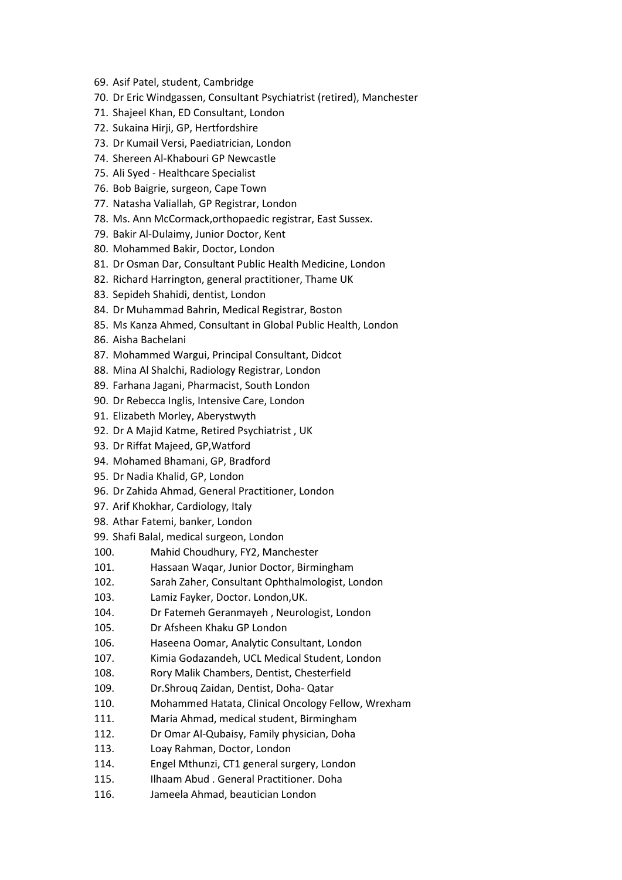69. Asif Patel, student, Cambridge
70. Dr Eric Windgassen, Consultant Psychiatrist (retired), Manchester
71. Shajeel Khan, ED Consultant, London
72. Sukaina Hirji, GP, Hertfordshire
73. Dr Kumail Versi, Paediatrician, London
74. Shereen Al-Khabouri GP Newcastle
75. Ali Syed - Healthcare Specialist
76. Bob Baigrie, surgeon, Cape Town
77. Natasha Valiallah, GP Registrar, London
78. Ms. Ann McCormack,orthopaedic registrar, East Sussex.
79. Bakir Al-Dulaimy, Junior Doctor, Kent
80. Mohammed Bakir, Doctor, London
81. Dr Osman Dar, Consultant Public Health Medicine, London
82. Richard Harrington, general practitioner, Thame UK
83. Sepideh Shahidi, dentist, London
84. Dr Muhammad Bahrin, Medical Registrar, Boston
85. Ms Kanza Ahmed, Consultant in Global Public Health, London
86. Aisha Bachelani
87. Mohammed Wargui, Principal Consultant, Didcot
88. Mina Al Shalchi, Radiology Registrar, London
89. Farhana Jagani, Pharmacist, South London
90. Dr Rebecca Inglis, Intensive Care, London
91. Elizabeth Morley, Aberystwyth
92. Dr A Majid Katme, Retired Psychiatrist , UK
93. Dr Riffat Majeed, GP,Watford
94. Mohamed Bhamani, GP, Bradford
95. Dr Nadia Khalid, GP, London
96. Dr Zahida Ahmad, General Practitioner, London
97. Arif Khokhar, Cardiology, Italy
98. Athar Fatemi, banker, London
99. Shafi Balal, medical surgeon, London
100. Mahid Choudhury, FY2, Manchester
101. Hassaan Waqar, Junior Doctor, Birmingham
102. Sarah Zaher, Consultant Ophthalmologist, London
103. Lamiz Fayker, Doctor. London,UK.
104. Dr Fatemeh Geranmayeh , Neurologist, London
105. Dr Afsheen Khaku GP London
106. Haseena Oomar, Analytic Consultant, London
107. Kimia Godazandeh, UCL Medical Student, London
108. Rory Malik Chambers, Dentist, Chesterfield
109. Dr.Shrouq Zaidan, Dentist, Doha- Qatar
110. Mohammed Hatata, Clinical Oncology Fellow, Wrexham
111. Maria Ahmad, medical student, Birmingham
112. Dr Omar Al-Qubaisy, Family physician, Doha
113. Loay Rahman, Doctor, London
114. Engel Mthunzi, CT1 general surgery, London
115. Ilhaam Abud . General Practitioner. Doha
116. Jameela Ahmad, beautician London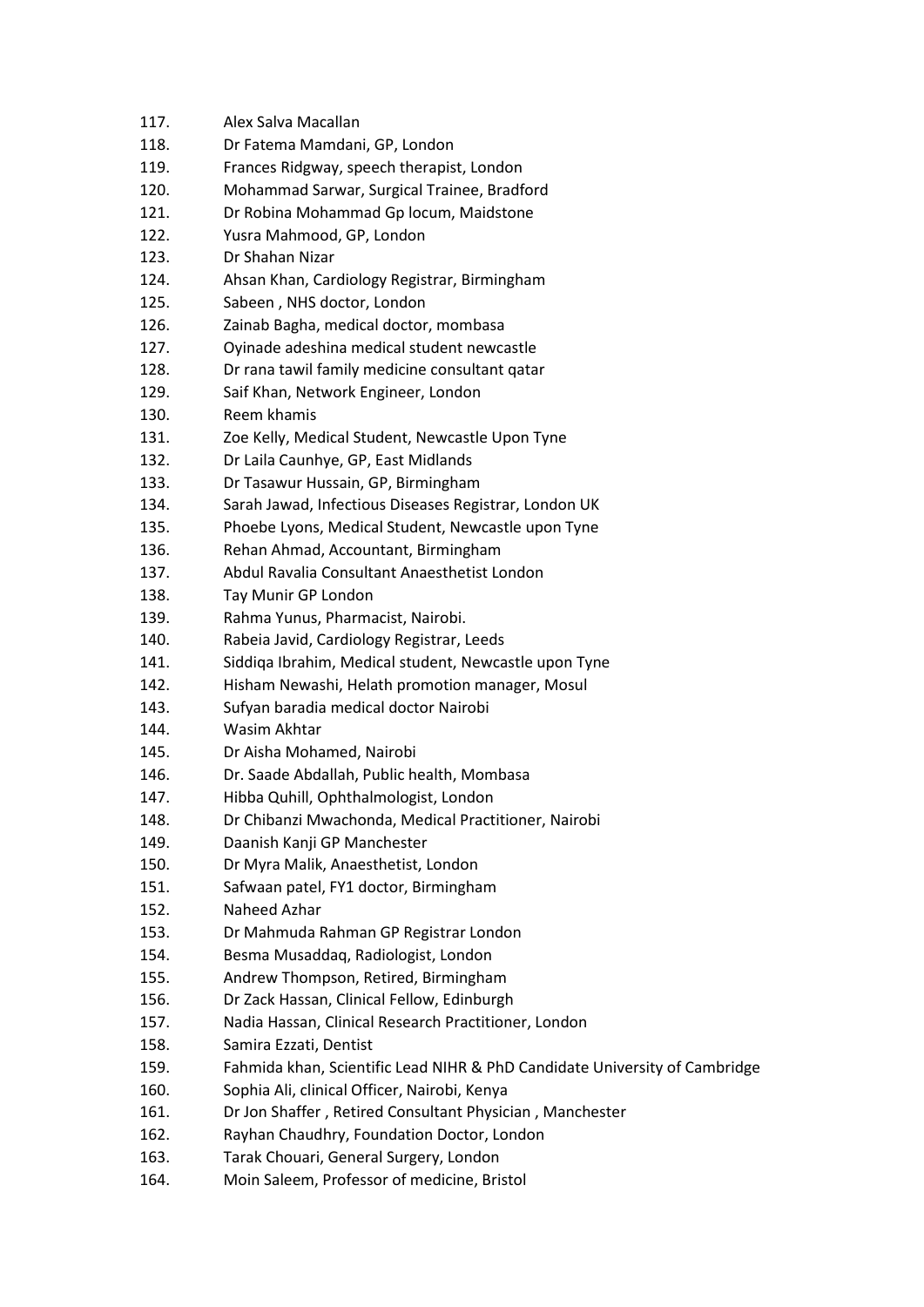117. Alex Salva Macallan
118. Dr Fatema Mamdani, GP, London
119. Frances Ridgway, speech therapist, London
120. Mohammad Sarwar, Surgical Trainee, Bradford
121. Dr Robina Mohammad Gp locum, Maidstone
122. Yusra Mahmood, GP, London
123. Dr Shahan Nizar
124. Ahsan Khan, Cardiology Registrar, Birmingham
125. Sabeen , NHS doctor, London
126. Zainab Bagha, medical doctor, mombasa
127. Oyinade adeshina medical student newcastle
128. Dr rana tawil family medicine consultant qatar
129. Saif Khan, Network Engineer, London
130. Reem khamis
131. Zoe Kelly, Medical Student, Newcastle Upon Tyne
132. Dr Laila Caunhye, GP, East Midlands
133. Dr Tasawur Hussain, GP, Birmingham
134. Sarah Jawad, Infectious Diseases Registrar, London UK
135. Phoebe Lyons, Medical Student, Newcastle upon Tyne
136. Rehan Ahmad, Accountant, Birmingham
137. Abdul Ravalia Consultant Anaesthetist London
138. Tay Munir GP London
139. Rahma Yunus, Pharmacist, Nairobi.
140. Rabeia Javid, Cardiology Registrar, Leeds
141. Siddiqa Ibrahim, Medical student, Newcastle upon Tyne
142. Hisham Newashi, Helath promotion manager, Mosul
143. Sufyan baradia medical doctor Nairobi
144. Wasim Akhtar
145. Dr Aisha Mohamed, Nairobi
146. Dr. Saade Abdallah, Public health, Mombasa
147. Hibba Quhill, Ophthalmologist, London
148. Dr Chibanzi Mwachonda, Medical Practitioner, Nairobi
149. Daanish Kanji GP Manchester
150. Dr Myra Malik, Anaesthetist, London
151. Safwaan patel, FY1 doctor, Birmingham
152. Naheed Azhar
153. Dr Mahmuda Rahman GP Registrar London
154. Besma Musaddaq, Radiologist, London
155. Andrew Thompson, Retired, Birmingham
156. Dr Zack Hassan, Clinical Fellow, Edinburgh
157. Nadia Hassan, Clinical Research Practitioner, London
158. Samira Ezzati, Dentist
159. Fahmida khan, Scientific Lead NIHR & PhD Candidate University of Cambridge
160. Sophia Ali, clinical Officer, Nairobi, Kenya
161. Dr Jon Shaffer , Retired Consultant Physician , Manchester
162. Rayhan Chaudhry, Foundation Doctor, London
163. Tarak Chouari, General Surgery, London
164. Moin Saleem, Professor of medicine, Bristol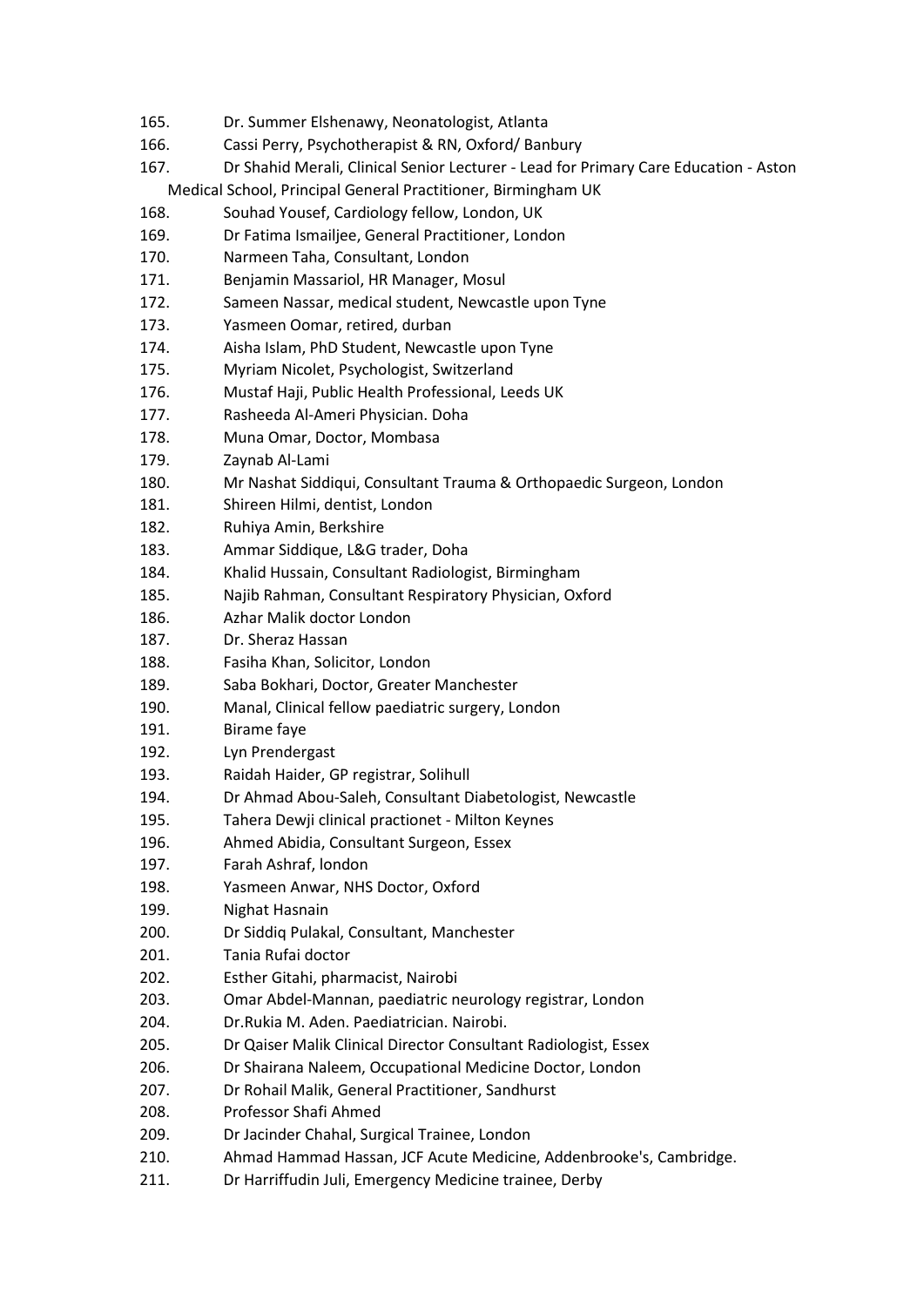165. Dr. Summer Elshenawy, Neonatologist, Atlanta
166. Cassi Perry, Psychotherapist & RN, Oxford/ Banbury
167. Dr Shahid Merali, Clinical Senior Lecturer - Lead for Primary Care Education - Aston Medical School, Principal General Practitioner, Birmingham UK
168. Souhad Yousef, Cardiology fellow, London, UK
169. Dr Fatima Ismailjee, General Practitioner, London
170. Narmeen Taha, Consultant, London
171. Benjamin Massariol, HR Manager, Mosul
172. Sameen Nassar, medical student, Newcastle upon Tyne
173. Yasmeen Oomar, retired, durban
174. Aisha Islam, PhD Student, Newcastle upon Tyne
175. Myriam Nicolet, Psychologist, Switzerland
176. Mustaf Haji, Public Health Professional, Leeds UK
177. Rasheeda Al-Ameri Physician. Doha
178. Muna Omar, Doctor, Mombasa
179. Zaynab Al-Lami
180. Mr Nashat Siddiqui, Consultant Trauma & Orthopaedic Surgeon, London
181. Shireen Hilmi, dentist, London
182. Ruhiya Amin, Berkshire
183. Ammar Siddique, L&G trader, Doha
184. Khalid Hussain, Consultant Radiologist, Birmingham
185. Najib Rahman, Consultant Respiratory Physician, Oxford
186. Azhar Malik doctor London
187. Dr. Sheraz Hassan
188. Fasiha Khan, Solicitor, London
189. Saba Bokhari, Doctor, Greater Manchester
190. Manal, Clinical fellow paediatric surgery, London
191. Birame faye
192. Lyn Prendergast
193. Raidah Haider, GP registrar, Solihull
194. Dr Ahmad Abou-Saleh, Consultant Diabetologist, Newcastle
195. Tahera Dewji clinical practionet - Milton Keynes
196. Ahmed Abidia, Consultant Surgeon, Essex
197. Farah Ashraf, london
198. Yasmeen Anwar, NHS Doctor, Oxford
199. Nighat Hasnain
200. Dr Siddiq Pulakal, Consultant, Manchester
201. Tania Rufai doctor
202. Esther Gitahi, pharmacist, Nairobi
203. Omar Abdel-Mannan, paediatric neurology registrar, London
204. Dr.Rukia M. Aden. Paediatrician. Nairobi.
205. Dr Qaiser Malik Clinical Director Consultant Radiologist, Essex
206. Dr Shairana Naleem, Occupational Medicine Doctor, London
207. Dr Rohail Malik, General Practitioner, Sandhurst
208. Professor Shafi Ahmed
209. Dr Jacinder Chahal, Surgical Trainee, London
210. Ahmad Hammad Hassan, JCF Acute Medicine, Addenbrooke's, Cambridge.
211. Dr Harriffudin Juli, Emergency Medicine trainee, Derby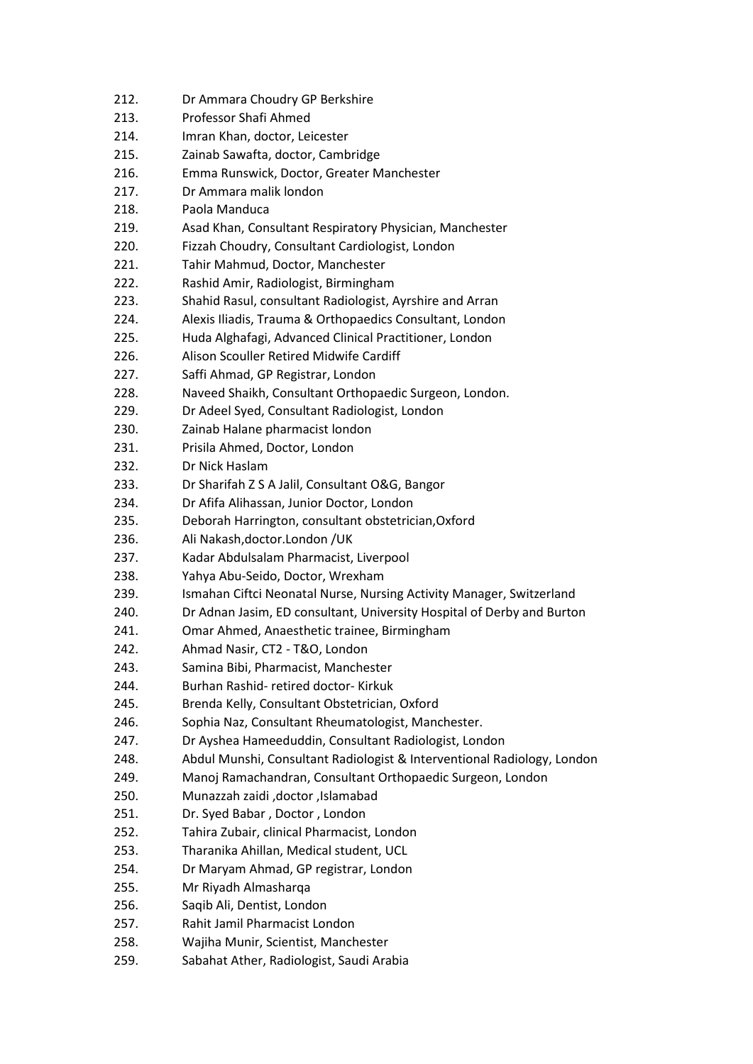212. Dr Ammara Choudry GP Berkshire
213. Professor Shafi Ahmed
214. Imran Khan, doctor, Leicester
215. Zainab Sawafta, doctor, Cambridge
216. Emma Runswick, Doctor, Greater Manchester
217. Dr Ammara malik london
218. Paola Manduca
219. Asad Khan, Consultant Respiratory Physician, Manchester
220. Fizzah Choudry, Consultant Cardiologist, London
221. Tahir Mahmud, Doctor, Manchester
222. Rashid Amir, Radiologist, Birmingham
223. Shahid Rasul, consultant Radiologist, Ayrshire and Arran
224. Alexis Iliadis, Trauma & Orthopaedics Consultant, London
225. Huda Alghafagi, Advanced Clinical Practitioner, London
226. Alison Scouller Retired Midwife Cardiff
227. Saffi Ahmad, GP Registrar, London
228. Naveed Shaikh, Consultant Orthopaedic Surgeon, London.
229. Dr Adeel Syed, Consultant Radiologist, London
230. Zainab Halane pharmacist london
231. Prisila Ahmed, Doctor, London
232. Dr Nick Haslam
233. Dr Sharifah Z S A Jalil, Consultant O&G, Bangor
234. Dr Afifa Alihassan, Junior Doctor, London
235. Deborah Harrington, consultant obstetrician,Oxford
236. Ali Nakash,doctor.London /UK
237. Kadar Abdulsalam Pharmacist, Liverpool
238. Yahya Abu-Seido, Doctor, Wrexham
239. Ismahan Ciftci Neonatal Nurse, Nursing Activity Manager, Switzerland
240. Dr Adnan Jasim, ED consultant, University Hospital of Derby and Burton
241. Omar Ahmed, Anaesthetic trainee, Birmingham
242. Ahmad Nasir, CT2 - T&O, London
243. Samina Bibi, Pharmacist, Manchester
244. Burhan Rashid- retired doctor- Kirkuk
245. Brenda Kelly, Consultant Obstetrician, Oxford
246. Sophia Naz, Consultant Rheumatologist, Manchester.
247. Dr Ayshea Hameeduddin, Consultant Radiologist, London
248. Abdul Munshi, Consultant Radiologist & Interventional Radiology, London
249. Manoj Ramachandran, Consultant Orthopaedic Surgeon, London
250. Munazzah zaidi ,doctor ,Islamabad
251. Dr. Syed Babar , Doctor , London
252. Tahira Zubair, clinical Pharmacist, London
253. Tharanika Ahillan, Medical student, UCL
254. Dr Maryam Ahmad, GP registrar, London
255. Mr Riyadh Almasharqa
256. Saqib Ali, Dentist, London
257. Rahit Jamil Pharmacist London
258. Wajiha Munir, Scientist, Manchester
259. Sabahat Ather, Radiologist, Saudi Arabia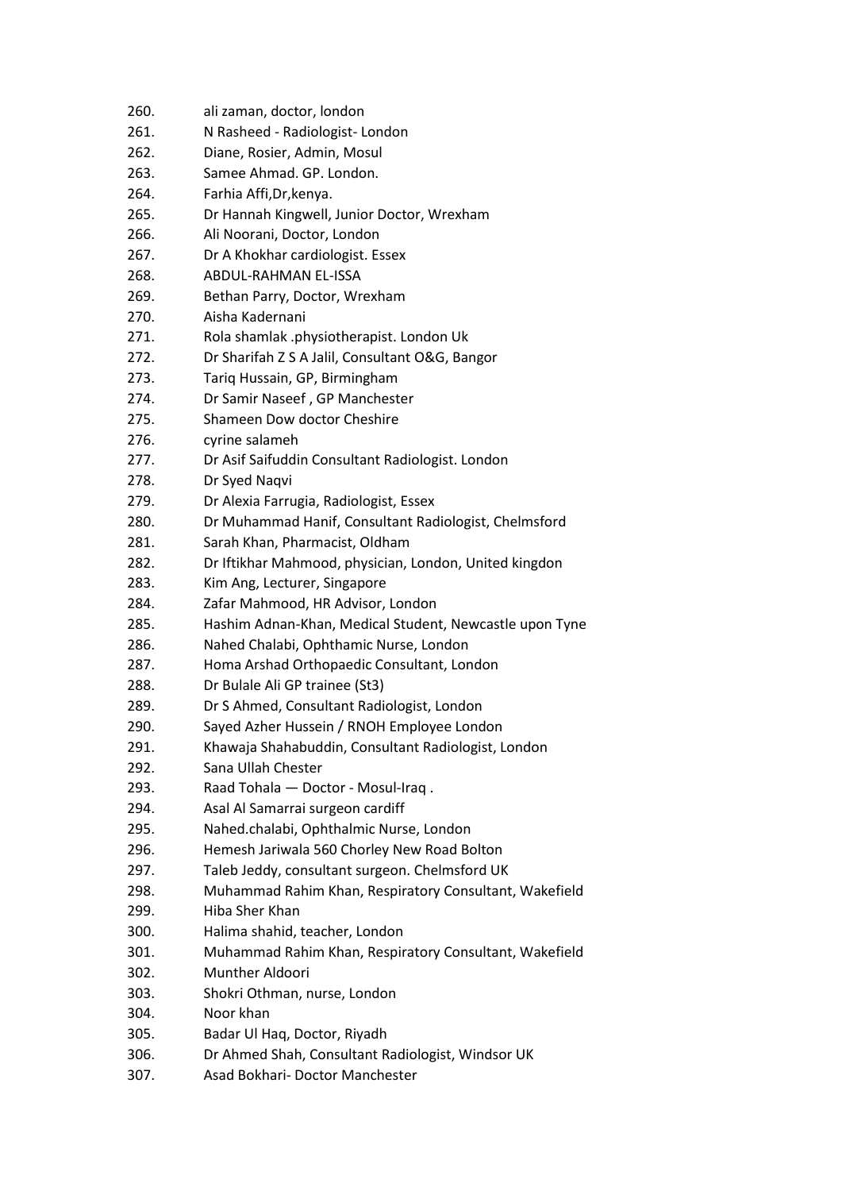260. ali zaman, doctor, london
261. N Rasheed - Radiologist- London
262. Diane, Rosier, Admin, Mosul
263. Samee Ahmad. GP. London.
264. Farhia Affi,Dr,kenya.
265. Dr Hannah Kingwell, Junior Doctor, Wrexham
266. Ali Noorani, Doctor, London
267. Dr A Khokhar cardiologist. Essex
268. ABDUL-RAHMAN EL-ISSA
269. Bethan Parry, Doctor, Wrexham
270. Aisha Kadernani
271. Rola shamlak .physiotherapist. London Uk
272. Dr Sharifah Z S A Jalil, Consultant O&G, Bangor
273. Tariq Hussain, GP, Birmingham
274. Dr Samir Naseef , GP Manchester
275. Shameen Dow doctor Cheshire
276. cyrine salameh
277. Dr Asif Saifuddin Consultant Radiologist. London
278. Dr Syed Naqvi
279. Dr Alexia Farrugia, Radiologist, Essex
280. Dr Muhammad Hanif, Consultant Radiologist, Chelmsford
281. Sarah Khan, Pharmacist, Oldham
282. Dr Iftikhar Mahmood, physician, London, United kingdon
283. Kim Ang, Lecturer, Singapore
284. Zafar Mahmood, HR Advisor, London
285. Hashim Adnan-Khan, Medical Student, Newcastle upon Tyne
286. Nahed Chalabi, Ophthamic Nurse, London
287. Homa Arshad Orthopaedic Consultant, London
288. Dr Bulale Ali GP trainee (St3)
289. Dr S Ahmed, Consultant Radiologist, London
290. Sayed Azher Hussein / RNOH Employee London
291. Khawaja Shahabuddin, Consultant Radiologist, London
292. Sana Ullah Chester
293. Raad Tohala — Doctor - Mosul-Iraq .
294. Asal Al Samarrai surgeon cardiff
295. Nahed.chalabi, Ophthalmic Nurse, London
296. Hemesh Jariwala 560 Chorley New Road Bolton
297. Taleb Jeddy, consultant surgeon. Chelmsford UK
298. Muhammad Rahim Khan, Respiratory Consultant, Wakefield
299. Hiba Sher Khan
300. Halima shahid, teacher, London
301. Muhammad Rahim Khan, Respiratory Consultant, Wakefield
302. Munther Aldoori
303. Shokri Othman, nurse, London
304. Noor khan
305. Badar Ul Haq, Doctor, Riyadh
306. Dr Ahmed Shah, Consultant Radiologist, Windsor UK
307. Asad Bokhari- Doctor Manchester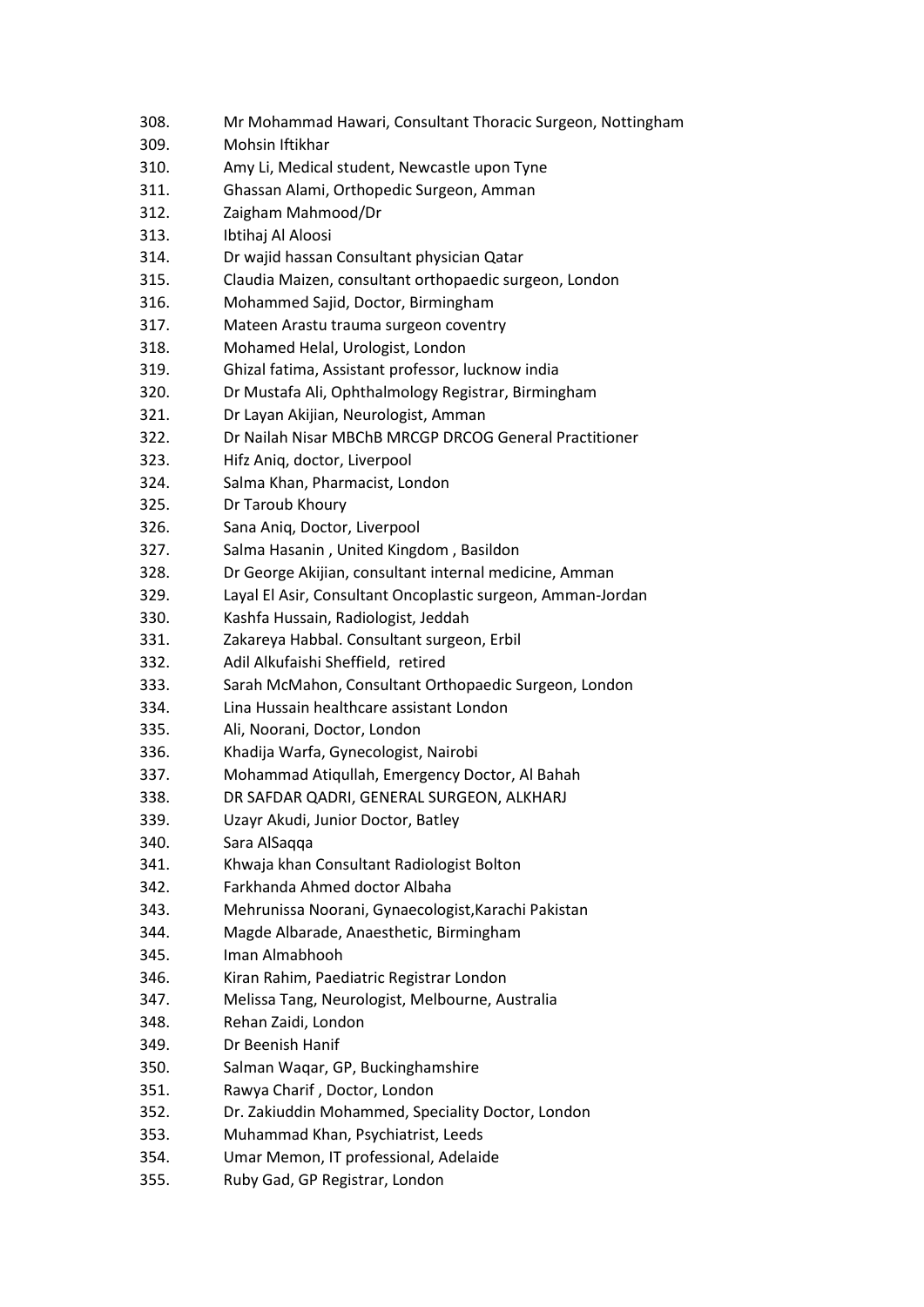308. Mr Mohammad Hawari, Consultant Thoracic Surgeon, Nottingham
309. Mohsin Iftikhar
310. Amy Li, Medical student, Newcastle upon Tyne
311. Ghassan Alami, Orthopedic Surgeon, Amman
312. Zaigham Mahmood/Dr
313. Ibtihaj Al Aloosi
314. Dr wajid hassan Consultant physician Qatar
315. Claudia Maizen, consultant orthopaedic surgeon, London
316. Mohammed Sajid, Doctor, Birmingham
317. Mateen Arastu trauma surgeon coventry
318. Mohamed Helal, Urologist, London
319. Ghizal fatima, Assistant professor, lucknow india
320. Dr Mustafa Ali, Ophthalmology Registrar, Birmingham
321. Dr Layan Akijian, Neurologist, Amman
322. Dr Nailah Nisar MBChB MRCGP DRCOG General Practitioner
323. Hifz Aniq, doctor, Liverpool
324. Salma Khan, Pharmacist, London
325. Dr Taroub Khoury
326. Sana Aniq, Doctor, Liverpool
327. Salma Hasanin , United Kingdom , Basildon
328. Dr George Akijian, consultant internal medicine, Amman
329. Layal El Asir, Consultant Oncoplastic surgeon, Amman-Jordan
330. Kashfa Hussain, Radiologist, Jeddah
331. Zakareya Habbal. Consultant surgeon, Erbil
332. Adil Alkufaishi Sheffield, retired
333. Sarah McMahon, Consultant Orthopaedic Surgeon, London
334. Lina Hussain healthcare assistant London
335. Ali, Noorani, Doctor, London
336. Khadija Warfa, Gynecologist, Nairobi
337. Mohammad Atiqullah, Emergency Doctor, Al Bahah
338. DR SAFDAR QADRI, GENERAL SURGEON, ALKHARJ
339. Uzayr Akudi, Junior Doctor, Batley
340. Sara AlSaqqa
341. Khwaja khan Consultant Radiologist Bolton
342. Farkhanda Ahmed doctor Albaha
343. Mehrunissa Noorani, Gynaecologist,Karachi Pakistan
344. Magde Albarade, Anaesthetic, Birmingham
345. Iman Almabhooh
346. Kiran Rahim, Paediatric Registrar London
347. Melissa Tang, Neurologist, Melbourne, Australia
348. Rehan Zaidi, London
349. Dr Beenish Hanif
350. Salman Waqar, GP, Buckinghamshire
351. Rawya Charif , Doctor, London
352. Dr. Zakiuddin Mohammed, Speciality Doctor, London
353. Muhammad Khan, Psychiatrist, Leeds
354. Umar Memon, IT professional, Adelaide
355. Ruby Gad, GP Registrar, London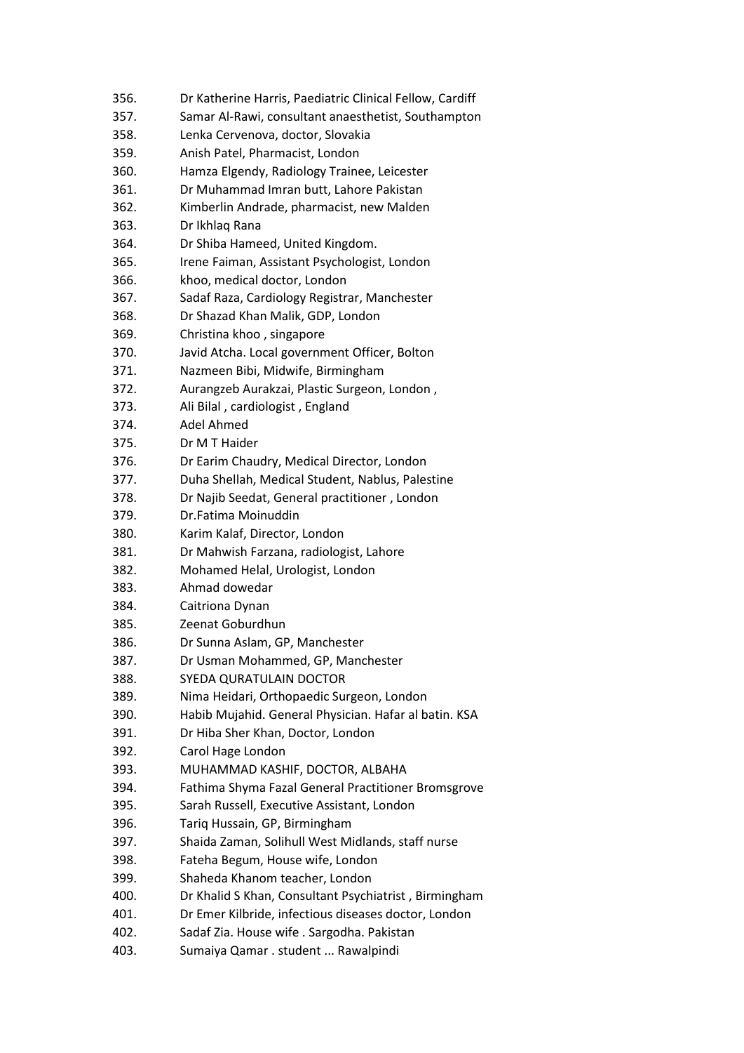356. Dr Katherine Harris, Paediatric Clinical Fellow, Cardiff
357. Samar Al-Rawi, consultant anaesthetist, Southampton
358. Lenka Cervenova, doctor, Slovakia
359. Anish Patel, Pharmacist, London
360. Hamza Elgendy, Radiology Trainee, Leicester
361. Dr Muhammad Imran butt, Lahore Pakistan
362. Kimberlin Andrade, pharmacist, new Malden
363. Dr Ikhlaq Rana
364. Dr Shiba Hameed, United Kingdom.
365. Irene Faiman, Assistant Psychologist, London
366. khoo, medical doctor, London
367. Sadaf Raza, Cardiology Registrar, Manchester
368. Dr Shazad Khan Malik, GDP, London
369. Christina khoo , singapore
370. Javid Atcha. Local government Officer, Bolton
371. Nazmeen Bibi, Midwife, Birmingham
372. Aurangzeb Aurakzai, Plastic Surgeon, London ,
373. Ali Bilal , cardiologist , England
374. Adel Ahmed
375. Dr M T Haider
376. Dr Earim Chaudry, Medical Director, London
377. Duha Shellah, Medical Student, Nablus, Palestine
378. Dr Najib Seedat, General practitioner , London
379. Dr.Fatima Moinuddin
380. Karim Kalaf, Director, London
381. Dr Mahwish Farzana, radiologist, Lahore
382. Mohamed Helal, Urologist, London
383. Ahmad dowedar
384. Caitriona Dynan
385. Zeenat Goburdhun
386. Dr Sunna Aslam, GP, Manchester
387. Dr Usman Mohammed, GP, Manchester
388. SYEDA QURATULAIN DOCTOR
389. Nima Heidari, Orthopaedic Surgeon, London
390. Habib Mujahid. General Physician. Hafar al batin. KSA
391. Dr Hiba Sher Khan, Doctor, London
392. Carol Hage London
393. MUHAMMAD KASHIF, DOCTOR, ALBAHA
394. Fathima Shyma Fazal General Practitioner Bromsgrove
395. Sarah Russell, Executive Assistant, London
396. Tariq Hussain, GP, Birmingham
397. Shaida Zaman, Solihull West Midlands, staff nurse
398. Fateha Begum, House wife, London
399. Shaheda Khanom teacher, London
400. Dr Khalid S Khan, Consultant Psychiatrist , Birmingham
401. Dr Emer Kilbride, infectious diseases doctor, London
402. Sadaf Zia. House wife . Sargodha. Pakistan
403. Sumaiya Qamar . student ... Rawalpindi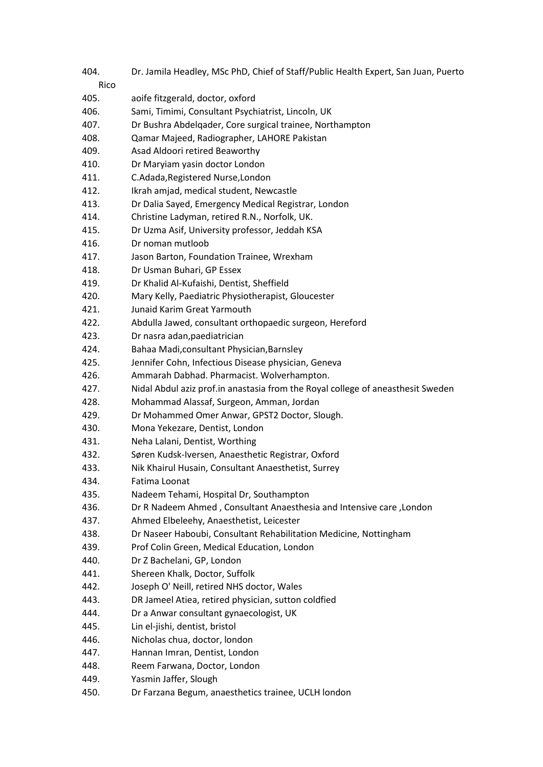404. Dr. Jamila Headley, MSc PhD, Chief of Staff/Public Health Expert, San Juan, Puerto Rico
405. aoife fitzgerald, doctor, oxford
406. Sami, Timimi, Consultant Psychiatrist, Lincoln, UK
407. Dr Bushra Abdelqader, Core surgical trainee, Northampton
408. Qamar Majeed, Radiographer, LAHORE Pakistan
409. Asad Aldoori retired Beaworthy
410. Dr Maryiam yasin doctor London
411. C.Adada,Registered Nurse,London
412. Ikrah amjad, medical student, Newcastle
413. Dr Dalia Sayed, Emergency Medical Registrar, London
414. Christine Ladyman, retired R.N., Norfolk, UK.
415. Dr Uzma Asif, University professor, Jeddah KSA
416. Dr noman mutloob
417. Jason Barton, Foundation Trainee, Wrexham
418. Dr Usman Buhari, GP Essex
419. Dr Khalid Al-Kufaishi, Dentist, Sheffield
420. Mary Kelly, Paediatric Physiotherapist, Gloucester
421. Junaid Karim Great Yarmouth
422. Abdulla Jawed, consultant orthopaedic surgeon, Hereford
423. Dr nasra adan,paediatrician
424. Bahaa Madi,consultant Physician,Barnsley
425. Jennifer Cohn, Infectious Disease physician, Geneva
426. Ammarah Dabhad. Pharmacist. Wolverhampton.
427. Nidal Abdul aziz prof.in anastasia from the Royal college of aneasthesit Sweden
428. Mohammad Alassaf, Surgeon, Amman, Jordan
429. Dr Mohammed Omer Anwar, GPST2 Doctor, Slough.
430. Mona Yekezare, Dentist, London
431. Neha Lalani, Dentist, Worthing
432. Søren Kudsk-Iversen, Anaesthetic Registrar, Oxford
433. Nik Khairul Husain, Consultant Anaesthetist, Surrey
434. Fatima Loonat
435. Nadeem Tehami, Hospital Dr, Southampton
436. Dr R Nadeem Ahmed , Consultant Anaesthesia and Intensive care ,London
437. Ahmed Elbeleehy, Anaesthetist, Leicester
438. Dr Naseer Haboubi, Consultant Rehabilitation Medicine, Nottingham
439. Prof Colin Green, Medical Education, London
440. Dr Z Bachelani, GP, London
441. Shereen Khalk, Doctor, Suffolk
442. Joseph O' Neill, retired NHS doctor, Wales
443. DR Jameel Atiea, retired physician, sutton coldfied
444. Dr a Anwar consultant gynaecologist, UK
445. Lin el-jishi, dentist, bristol
446. Nicholas chua, doctor, london
447. Hannan Imran, Dentist, London
448. Reem Farwana, Doctor, London
449. Yasmin Jaffer, Slough
450. Dr Farzana Begum, anaesthetics trainee, UCLH london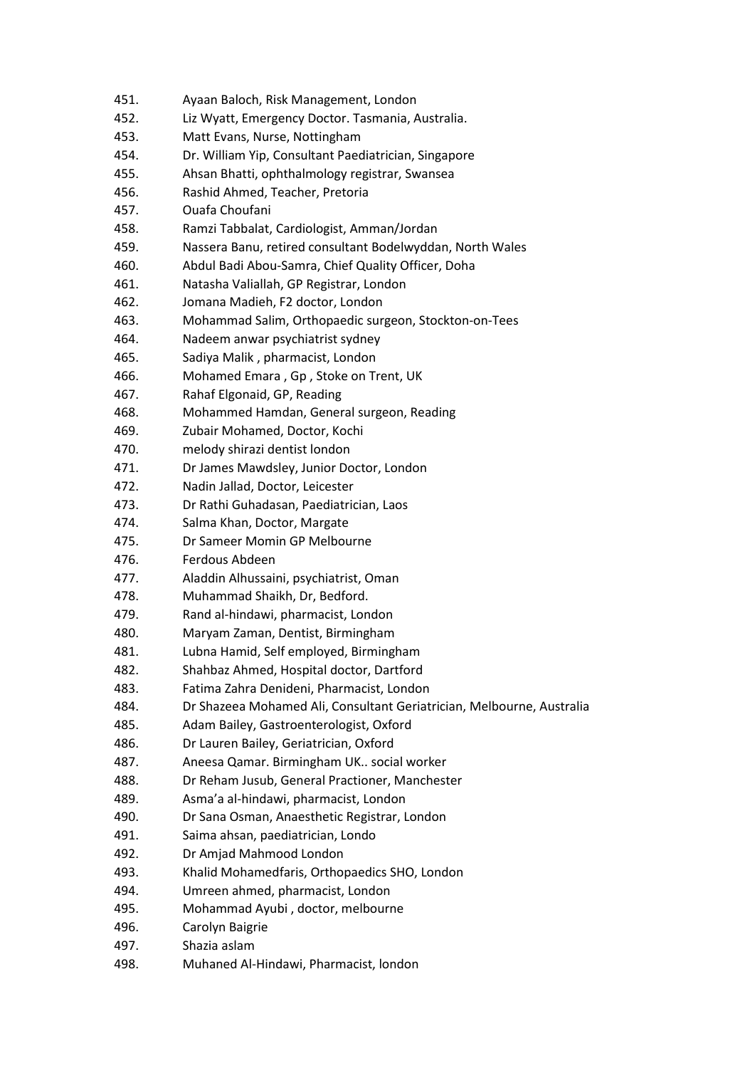451. Ayaan Baloch, Risk Management, London
452. Liz Wyatt, Emergency Doctor. Tasmania, Australia.
453. Matt Evans, Nurse, Nottingham
454. Dr. William Yip, Consultant Paediatrician, Singapore
455. Ahsan Bhatti, ophthalmology registrar, Swansea
456. Rashid Ahmed, Teacher, Pretoria
457. Ouafa Choufani
458. Ramzi Tabbalat, Cardiologist, Amman/Jordan
459. Nassera Banu, retired consultant Bodelwyddan, North Wales
460. Abdul Badi Abou-Samra, Chief Quality Officer, Doha
461. Natasha Valiallah, GP Registrar, London
462. Jomana Madieh, F2 doctor, London
463. Mohammad Salim, Orthopaedic surgeon, Stockton-on-Tees
464. Nadeem anwar psychiatrist sydney
465. Sadiya Malik , pharmacist, London
466. Mohamed Emara , Gp , Stoke on Trent, UK
467. Rahaf Elgonaid, GP, Reading
468. Mohammed Hamdan, General surgeon, Reading
469. Zubair Mohamed, Doctor, Kochi
470. melody shirazi dentist london
471. Dr James Mawdsley, Junior Doctor, London
472. Nadin Jallad, Doctor, Leicester
473. Dr Rathi Guhadasan, Paediatrician, Laos
474. Salma Khan, Doctor, Margate
475. Dr Sameer Momin GP Melbourne
476. Ferdous Abdeen
477. Aladdin Alhussaini, psychiatrist, Oman
478. Muhammad Shaikh, Dr, Bedford.
479. Rand al-hindawi, pharmacist, London
480. Maryam Zaman, Dentist, Birmingham
481. Lubna Hamid, Self employed, Birmingham
482. Shahbaz Ahmed, Hospital doctor, Dartford
483. Fatima Zahra Denideni, Pharmacist, London
484. Dr Shazeea Mohamed Ali, Consultant Geriatrician, Melbourne, Australia
485. Adam Bailey, Gastroenterologist, Oxford
486. Dr Lauren Bailey, Geriatrician, Oxford
487. Aneesa Qamar. Birmingham UK.. social worker
488. Dr Reham Jusub, General Practioner, Manchester
489. Asma'a al-hindawi, pharmacist, London
490. Dr Sana Osman, Anaesthetic Registrar, London
491. Saima ahsan, paediatrician, Londo
492. Dr Amjad Mahmood London
493. Khalid Mohamedfaris, Orthopaedics SHO, London
494. Umreen ahmed, pharmacist, London
495. Mohammad Ayubi , doctor, melbourne
496. Carolyn Baigrie
497. Shazia aslam
498. Muhaned Al-Hindawi, Pharmacist, london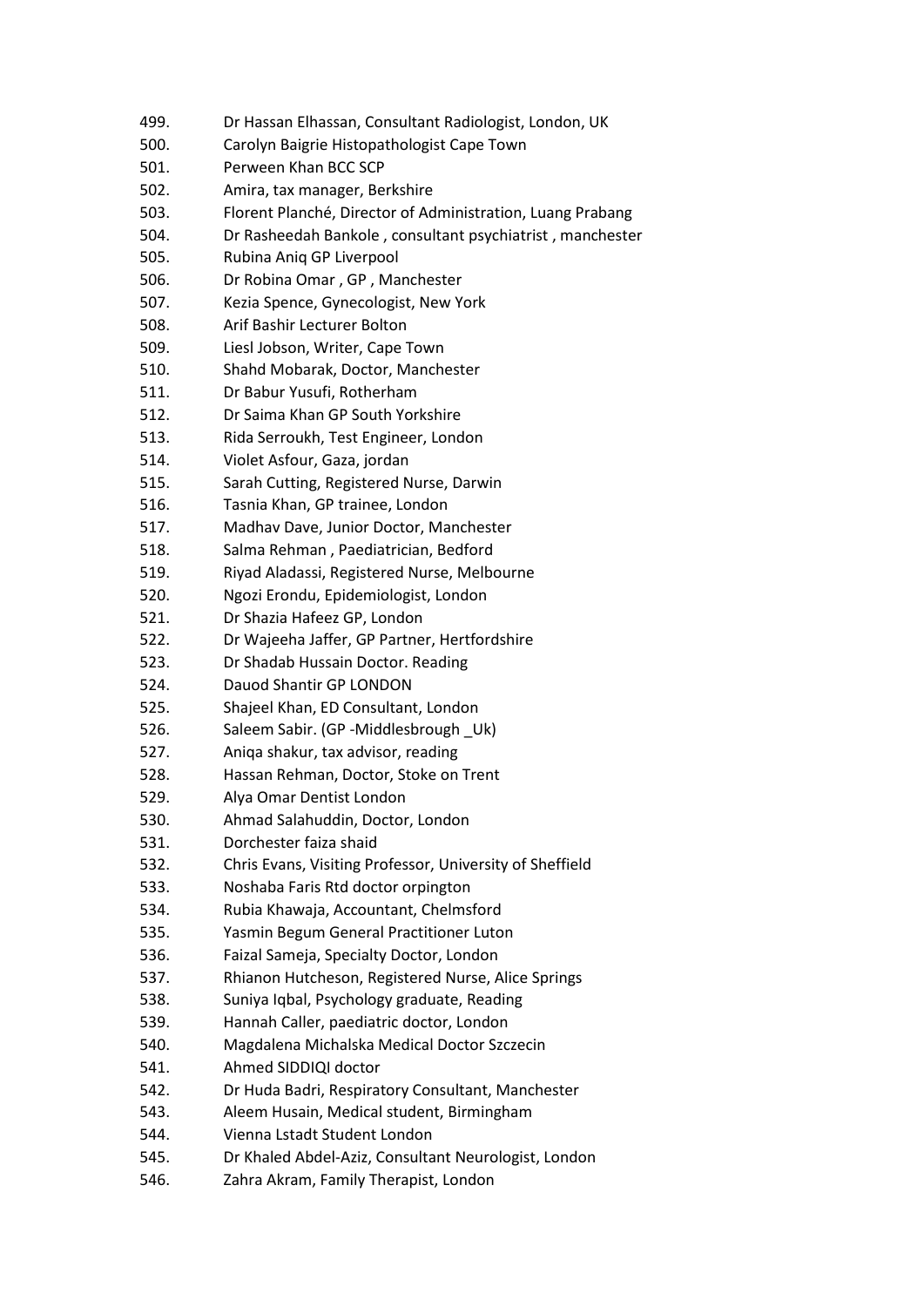499. Dr Hassan Elhassan, Consultant Radiologist, London, UK
500. Carolyn Baigrie Histopathologist Cape Town
501. Perween Khan BCC SCP
502. Amira, tax manager, Berkshire
503. Florent Planché, Director of Administration, Luang Prabang
504. Dr Rasheedah Bankole , consultant psychiatrist , manchester
505. Rubina Aniq GP Liverpool
506. Dr Robina Omar , GP , Manchester
507. Kezia Spence, Gynecologist, New York
508. Arif Bashir Lecturer Bolton
509. Liesl Jobson, Writer, Cape Town
510. Shahd Mobarak, Doctor, Manchester
511. Dr Babur Yusufi, Rotherham
512. Dr Saima Khan GP South Yorkshire
513. Rida Serroukh, Test Engineer, London
514. Violet Asfour, Gaza, jordan
515. Sarah Cutting, Registered Nurse, Darwin
516. Tasnia Khan, GP trainee, London
517. Madhav Dave, Junior Doctor, Manchester
518. Salma Rehman , Paediatrician, Bedford
519. Riyad Aladassi, Registered Nurse, Melbourne
520. Ngozi Erondu, Epidemiologist, London
521. Dr Shazia Hafeez GP, London
522. Dr Wajeeha Jaffer, GP Partner, Hertfordshire
523. Dr Shadab Hussain Doctor. Reading
524. Dauod Shantir GP LONDON
525. Shajeel Khan, ED Consultant, London
526. Saleem Sabir. (GP -Middlesbrough _Uk)
527. Aniqa shakur, tax advisor, reading
528. Hassan Rehman, Doctor, Stoke on Trent
529. Alya Omar Dentist London
530. Ahmad Salahuddin, Doctor, London
531. Dorchester faiza shaid
532. Chris Evans, Visiting Professor, University of Sheffield
533. Noshaba Faris Rtd doctor orpington
534. Rubia Khawaja, Accountant, Chelmsford
535. Yasmin Begum General Practitioner Luton
536. Faizal Sameja, Specialty Doctor, London
537. Rhianon Hutcheson, Registered Nurse, Alice Springs
538. Suniya Iqbal, Psychology graduate, Reading
539. Hannah Caller, paediatric doctor, London
540. Magdalena Michalska Medical Doctor Szczecin
541. Ahmed SIDDIQI doctor
542. Dr Huda Badri, Respiratory Consultant, Manchester
543. Aleem Husain, Medical student, Birmingham
544. Vienna Lstadt Student London
545. Dr Khaled Abdel-Aziz, Consultant Neurologist, London
546. Zahra Akram, Family Therapist, London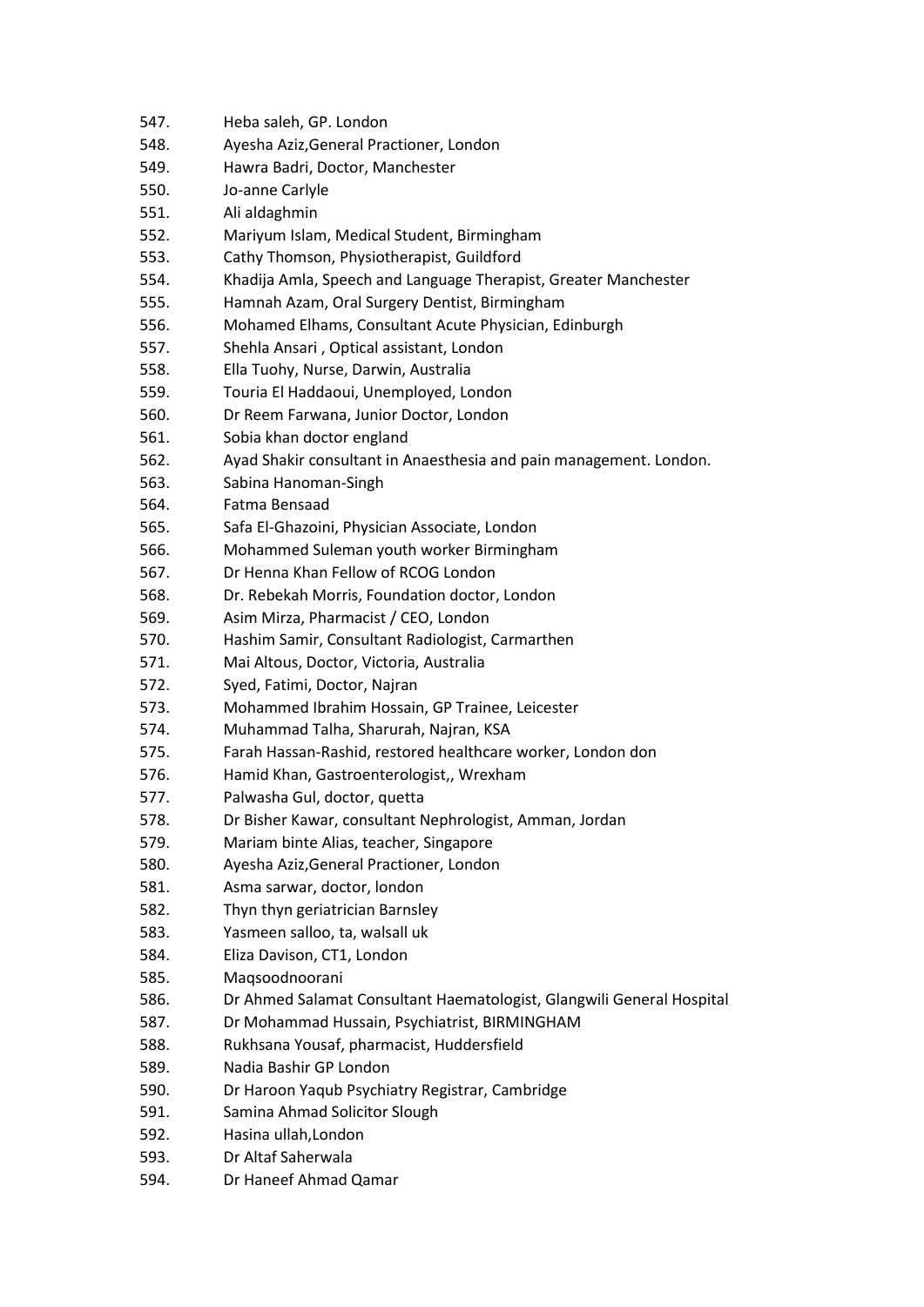547. Heba saleh, GP. London
548. Ayesha Aziz,General Practioner, London
549. Hawra Badri, Doctor, Manchester
550. Jo-anne Carlyle
551. Ali aldaghmin
552. Mariyum Islam, Medical Student, Birmingham
553. Cathy Thomson, Physiotherapist, Guildford
554. Khadija Amla, Speech and Language Therapist, Greater Manchester
555. Hamnah Azam, Oral Surgery Dentist, Birmingham
556. Mohamed Elhams, Consultant Acute Physician, Edinburgh
557. Shehla Ansari , Optical assistant, London
558. Ella Tuohy, Nurse, Darwin, Australia
559. Touria El Haddaoui, Unemployed, London
560. Dr Reem Farwana, Junior Doctor, London
561. Sobia khan doctor england
562. Ayad Shakir consultant in Anaesthesia and pain management. London.
563. Sabina Hanoman-Singh
564. Fatma Bensaad
565. Safa El-Ghazoini, Physician Associate, London
566. Mohammed Suleman youth worker Birmingham
567. Dr Henna Khan Fellow of RCOG London
568. Dr. Rebekah Morris, Foundation doctor, London
569. Asim Mirza, Pharmacist / CEO, London
570. Hashim Samir, Consultant Radiologist, Carmarthen
571. Mai Altous, Doctor, Victoria, Australia
572. Syed, Fatimi, Doctor, Najran
573. Mohammed Ibrahim Hossain, GP Trainee, Leicester
574. Muhammad Talha, Sharurah, Najran, KSA
575. Farah Hassan-Rashid, restored healthcare worker, London don
576. Hamid Khan, Gastroenterologist,, Wrexham
577. Palwasha Gul, doctor, quetta
578. Dr Bisher Kawar, consultant Nephrologist, Amman, Jordan
579. Mariam binte Alias, teacher, Singapore
580. Ayesha Aziz,General Practioner, London
581. Asma sarwar, doctor, london
582. Thyn thyn geriatrician Barnsley
583. Yasmeen salloo, ta, walsall uk
584. Eliza Davison, CT1, London
585. Maqsoodnoorani
586. Dr Ahmed Salamat Consultant Haematologist, Glangwili General Hospital
587. Dr Mohammad Hussain, Psychiatrist, BIRMINGHAM
588. Rukhsana Yousaf, pharmacist, Huddersfield
589. Nadia Bashir GP London
590. Dr Haroon Yaqub Psychiatry Registrar, Cambridge
591. Samina Ahmad Solicitor Slough
592. Hasina ullah,London
593. Dr Altaf Saherwala
594. Dr Haneef Ahmad Qamar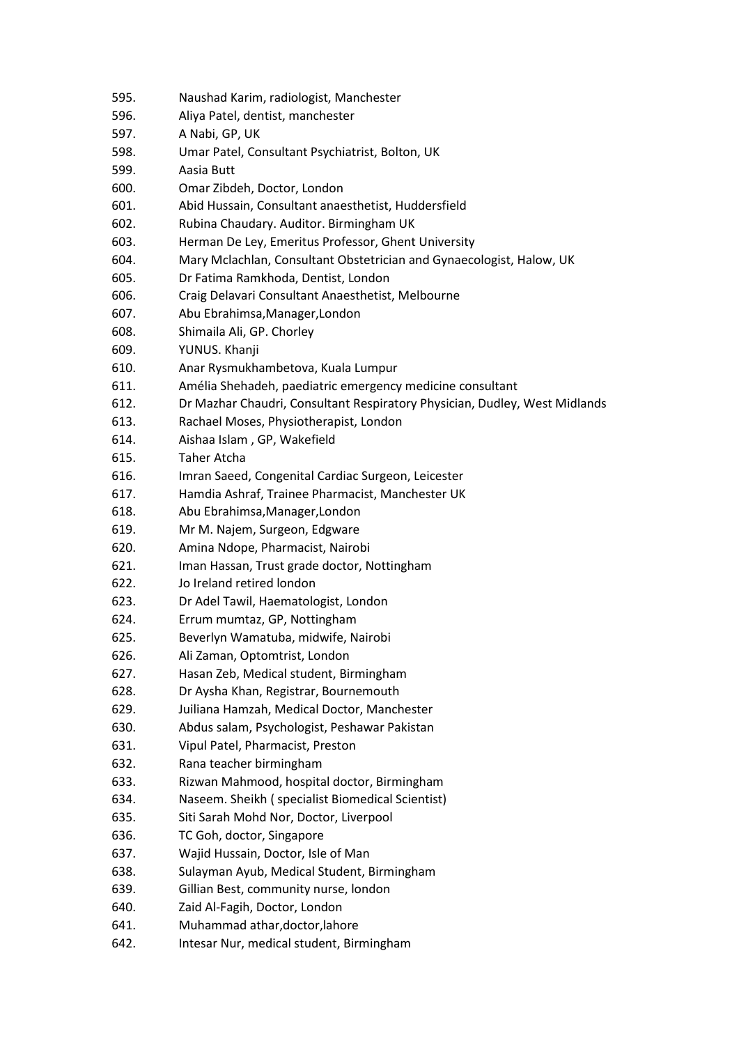595. Naushad Karim, radiologist, Manchester
596. Aliya Patel, dentist, manchester
597. A Nabi, GP, UK
598. Umar Patel, Consultant Psychiatrist, Bolton, UK
599. Aasia Butt
600. Omar Zibdeh, Doctor, London
601. Abid Hussain, Consultant anaesthetist, Huddersfield
602. Rubina Chaudary. Auditor. Birmingham UK
603. Herman De Ley, Emeritus Professor, Ghent University
604. Mary Mclachlan, Consultant Obstetrician and Gynaecologist, Halow, UK
605. Dr Fatima Ramkhoda, Dentist, London
606. Craig Delavari Consultant Anaesthetist, Melbourne
607. Abu Ebrahimsa,Manager,London
608. Shimaila Ali, GP. Chorley
609. YUNUS. Khanji
610. Anar Rysmukhambetova, Kuala Lumpur
611. Amélia Shehadeh, paediatric emergency medicine consultant
612. Dr Mazhar Chaudri, Consultant Respiratory Physician, Dudley, West Midlands
613. Rachael Moses, Physiotherapist, London
614. Aishaa Islam , GP, Wakefield
615. Taher Atcha
616. Imran Saeed, Congenital Cardiac Surgeon, Leicester
617. Hamdia Ashraf, Trainee Pharmacist, Manchester UK
618. Abu Ebrahimsa,Manager,London
619. Mr M. Najem, Surgeon, Edgware
620. Amina Ndope, Pharmacist, Nairobi
621. Iman Hassan, Trust grade doctor, Nottingham
622. Jo Ireland retired london
623. Dr Adel Tawil, Haematologist, London
624. Errum mumtaz, GP, Nottingham
625. Beverlyn Wamatuba, midwife, Nairobi
626. Ali Zaman, Optomtrist, London
627. Hasan Zeb, Medical student, Birmingham
628. Dr Aysha Khan, Registrar, Bournemouth
629. Juiliana Hamzah, Medical Doctor, Manchester
630. Abdus salam, Psychologist, Peshawar Pakistan
631. Vipul Patel, Pharmacist, Preston
632. Rana teacher birmingham
633. Rizwan Mahmood, hospital doctor, Birmingham
634. Naseem. Sheikh ( specialist Biomedical Scientist)
635. Siti Sarah Mohd Nor, Doctor, Liverpool
636. TC Goh, doctor, Singapore
637. Wajid Hussain, Doctor, Isle of Man
638. Sulayman Ayub, Medical Student, Birmingham
639. Gillian Best, community nurse, london
640. Zaid Al-Fagih, Doctor, London
641. Muhammad athar,doctor,lahore
642. Intesar Nur, medical student, Birmingham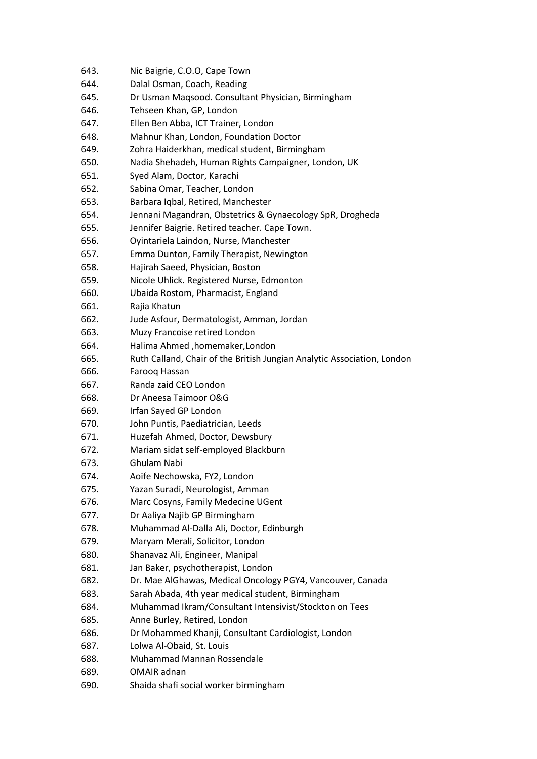643. Nic Baigrie, C.O.O, Cape Town
644. Dalal Osman, Coach, Reading
645. Dr Usman Maqsood. Consultant Physician, Birmingham
646. Tehseen Khan, GP, London
647. Ellen Ben Abba, ICT Trainer, London
648. Mahnur Khan, London, Foundation Doctor
649. Zohra Haiderkhan, medical student, Birmingham
650. Nadia Shehadeh, Human Rights Campaigner, London, UK
651. Syed Alam, Doctor, Karachi
652. Sabina Omar, Teacher, London
653. Barbara Iqbal, Retired, Manchester
654. Jennani Magandran, Obstetrics & Gynaecology SpR, Drogheda
655. Jennifer Baigrie. Retired teacher. Cape Town.
656. Oyintariela Laindon, Nurse, Manchester
657. Emma Dunton, Family Therapist, Newington
658. Hajirah Saeed, Physician, Boston
659. Nicole Uhlick. Registered Nurse, Edmonton
660. Ubaida Rostom, Pharmacist, England
661. Rajia Khatun
662. Jude Asfour, Dermatologist, Amman, Jordan
663. Muzy Francoise retired London
664. Halima Ahmed ,homemaker,London
665. Ruth Calland, Chair of the British Jungian Analytic Association, London
666. Farooq Hassan
667. Randa zaid CEO London
668. Dr Aneesa Taimoor O&G
669. Irfan Sayed GP London
670. John Puntis, Paediatrician, Leeds
671. Huzefah Ahmed, Doctor, Dewsbury
672. Mariam sidat self-employed Blackburn
673. Ghulam Nabi
674. Aoife Nechowska, FY2, London
675. Yazan Suradi, Neurologist, Amman
676. Marc Cosyns, Family Medecine UGent
677. Dr Aaliya Najib GP Birmingham
678. Muhammad Al-Dalla Ali, Doctor, Edinburgh
679. Maryam Merali, Solicitor, London
680. Shanavaz Ali, Engineer, Manipal
681. Jan Baker, psychotherapist, London
682. Dr. Mae AlGhawas, Medical Oncology PGY4, Vancouver, Canada
683. Sarah Abada, 4th year medical student, Birmingham
684. Muhammad Ikram/Consultant Intensivist/Stockton on Tees
685. Anne Burley, Retired, London
686. Dr Mohammed Khanji, Consultant Cardiologist, London
687. Lolwa Al-Obaid, St. Louis
688. Muhammad Mannan Rossendale
689. OMAIR adnan
690. Shaida shafi social worker birmingham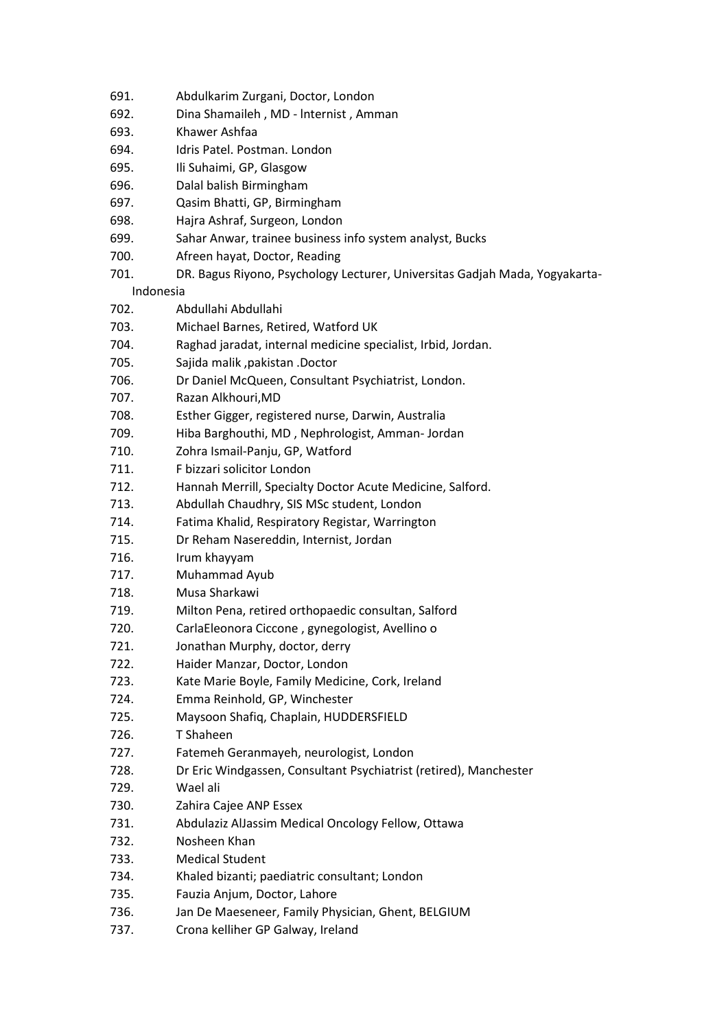691. Abdulkarim Zurgani, Doctor, London
692. Dina Shamaileh , MD - lnternist , Amman
693. Khawer Ashfaa
694. Idris Patel. Postman. London
695. Ili Suhaimi, GP, Glasgow
696. Dalal balish Birmingham
697. Qasim Bhatti, GP, Birmingham
698. Hajra Ashraf, Surgeon, London
699. Sahar Anwar, trainee business info system analyst, Bucks
700. Afreen hayat, Doctor, Reading
701. DR. Bagus Riyono, Psychology Lecturer, Universitas Gadjah Mada, Yogyakarta-Indonesia
702. Abdullahi Abdullahi
703. Michael Barnes, Retired, Watford UK
704. Raghad jaradat, internal medicine specialist, Irbid, Jordan.
705. Sajida malik ,pakistan .Doctor
706. Dr Daniel McQueen, Consultant Psychiatrist, London.
707. Razan Alkhouri,MD
708. Esther Gigger, registered nurse, Darwin, Australia
709. Hiba Barghouthi, MD , Nephrologist, Amman- Jordan
710. Zohra Ismail-Panju, GP, Watford
711. F bizzari solicitor London
712. Hannah Merrill, Specialty Doctor Acute Medicine, Salford.
713. Abdullah Chaudhry, SIS MSc student, London
714. Fatima Khalid, Respiratory Registar, Warrington
715. Dr Reham Nasereddin, Internist, Jordan
716. Irum khayyam
717. Muhammad Ayub
718. Musa Sharkawi
719. Milton Pena, retired orthopaedic consultan, Salford
720. CarlaEleonora Ciccone , gynegologist, Avellino o
721. Jonathan Murphy, doctor, derry
722. Haider Manzar, Doctor, London
723. Kate Marie Boyle, Family Medicine, Cork, Ireland
724. Emma Reinhold, GP, Winchester
725. Maysoon Shafiq, Chaplain, HUDDERSFIELD
726. T Shaheen
727. Fatemeh Geranmayeh, neurologist, London
728. Dr Eric Windgassen, Consultant Psychiatrist (retired), Manchester
729. Wael ali
730. Zahira Cajee ANP Essex
731. Abdulaziz AlJassim Medical Oncology Fellow, Ottawa
732. Nosheen Khan
733. Medical Student
734. Khaled bizanti; paediatric consultant; London
735. Fauzia Anjum, Doctor, Lahore
736. Jan De Maeseneer, Family Physician, Ghent, BELGIUM
737. Crona kelliher GP Galway, Ireland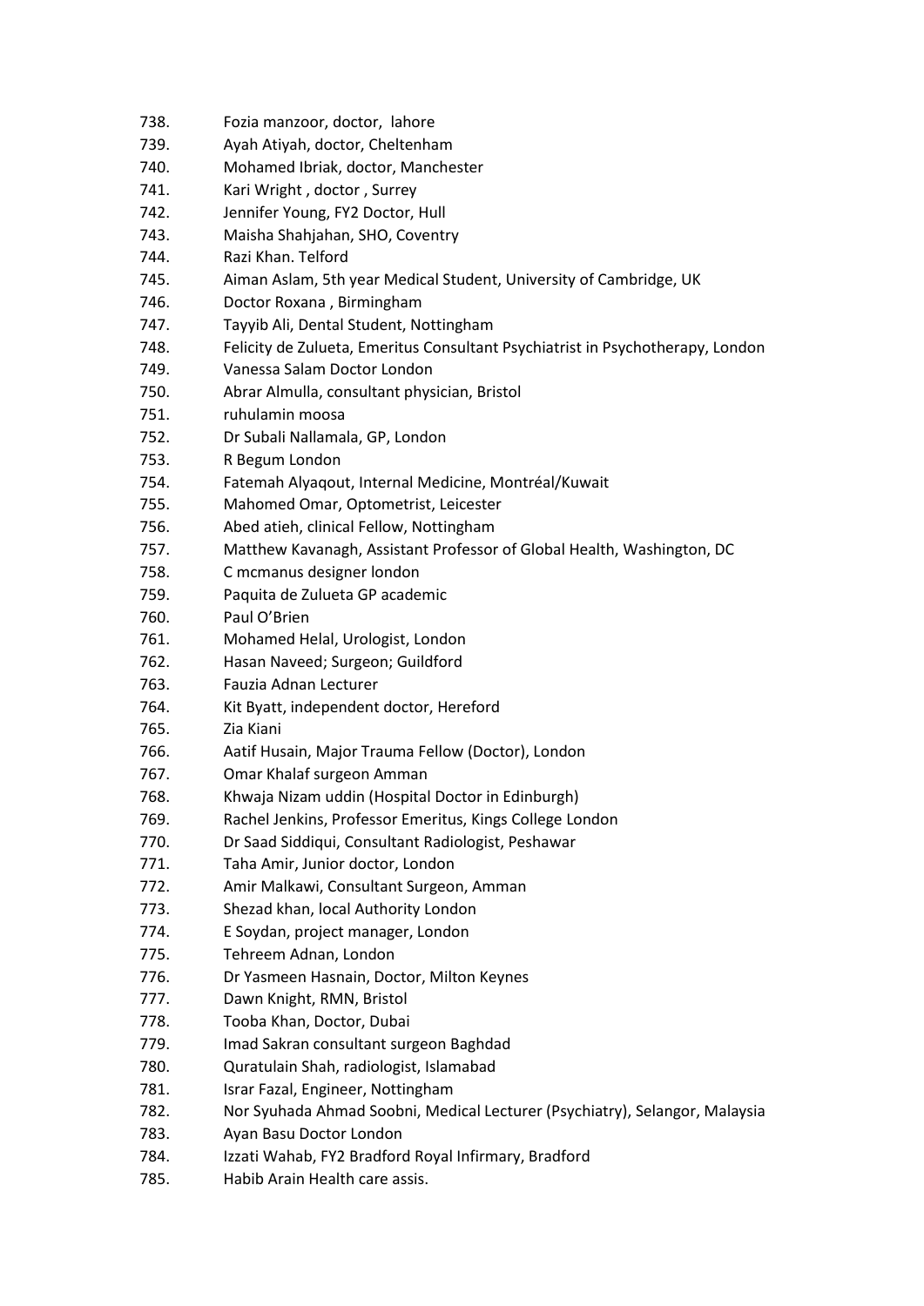738. Fozia manzoor, doctor, lahore
739. Ayah Atiyah, doctor, Cheltenham
740. Mohamed Ibriak, doctor, Manchester
741. Kari Wright , doctor , Surrey
742. Jennifer Young, FY2 Doctor, Hull
743. Maisha Shahjahan, SHO, Coventry
744. Razi Khan. Telford
745. Aiman Aslam, 5th year Medical Student, University of Cambridge, UK
746. Doctor Roxana , Birmingham
747. Tayyib Ali, Dental Student, Nottingham
748. Felicity de Zulueta, Emeritus Consultant Psychiatrist in Psychotherapy, London
749. Vanessa Salam Doctor London
750. Abrar Almulla, consultant physician, Bristol
751. ruhulamin moosa
752. Dr Subali Nallamala, GP, London
753. R Begum London
754. Fatemah Alyaqout, Internal Medicine, Montréal/Kuwait
755. Mahomed Omar, Optometrist, Leicester
756. Abed atieh, clinical Fellow, Nottingham
757. Matthew Kavanagh, Assistant Professor of Global Health, Washington, DC
758. C mcmanus designer london
759. Paquita de Zulueta GP academic
760. Paul O'Brien
761. Mohamed Helal, Urologist, London
762. Hasan Naveed; Surgeon; Guildford
763. Fauzia Adnan Lecturer
764. Kit Byatt, independent doctor, Hereford
765. Zia Kiani
766. Aatif Husain, Major Trauma Fellow (Doctor), London
767. Omar Khalaf surgeon Amman
768. Khwaja Nizam uddin (Hospital Doctor in Edinburgh)
769. Rachel Jenkins, Professor Emeritus, Kings College London
770. Dr Saad Siddiqui, Consultant Radiologist, Peshawar
771. Taha Amir, Junior doctor, London
772. Amir Malkawi, Consultant Surgeon, Amman
773. Shezad khan, local Authority London
774. E Soydan, project manager, London
775. Tehreem Adnan, London
776. Dr Yasmeen Hasnain, Doctor, Milton Keynes
777. Dawn Knight, RMN, Bristol
778. Tooba Khan, Doctor, Dubai
779. Imad Sakran consultant surgeon Baghdad
780. Quratulain Shah, radiologist, Islamabad
781. Israr Fazal, Engineer, Nottingham
782. Nor Syuhada Ahmad Soobni, Medical Lecturer (Psychiatry), Selangor, Malaysia
783. Ayan Basu Doctor London
784. Izzati Wahab, FY2 Bradford Royal Infirmary, Bradford
785. Habib Arain Health care assis.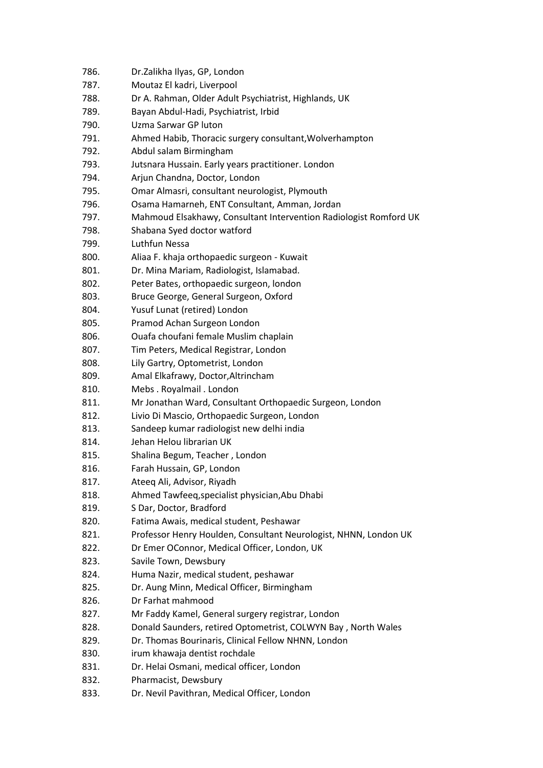786. Dr.Zalikha Ilyas, GP, London
787. Moutaz El kadri, Liverpool
788. Dr A. Rahman, Older Adult Psychiatrist, Highlands, UK
789. Bayan Abdul-Hadi, Psychiatrist, Irbid
790. Uzma Sarwar GP luton
791. Ahmed Habib, Thoracic surgery consultant,Wolverhampton
792. Abdul salam Birmingham
793. Jutsnara Hussain. Early years practitioner. London
794. Arjun Chandna, Doctor, London
795. Omar Almasri, consultant neurologist, Plymouth
796. Osama Hamarneh, ENT Consultant, Amman, Jordan
797. Mahmoud Elsakhawy, Consultant Intervention Radiologist Romford UK
798. Shabana Syed doctor watford
799. Luthfun Nessa
800. Aliaa F. khaja orthopaedic surgeon - Kuwait
801. Dr. Mina Mariam, Radiologist, Islamabad.
802. Peter Bates, orthopaedic surgeon, london
803. Bruce George, General Surgeon, Oxford
804. Yusuf Lunat (retired) London
805. Pramod Achan Surgeon London
806. Ouafa choufani female Muslim chaplain
807. Tim Peters, Medical Registrar, London
808. Lily Gartry, Optometrist, London
809. Amal Elkafrawy, Doctor,Altrincham
810. Mebs . Royalmail . London
811. Mr Jonathan Ward, Consultant Orthopaedic Surgeon, London
812. Livio Di Mascio, Orthopaedic Surgeon, London
813. Sandeep kumar radiologist new delhi india
814. Jehan Helou librarian UK
815. Shalina Begum, Teacher , London
816. Farah Hussain, GP, London
817. Ateeq Ali, Advisor, Riyadh
818. Ahmed Tawfeeq,specialist physician,Abu Dhabi
819. S Dar, Doctor, Bradford
820. Fatima Awais, medical student, Peshawar
821. Professor Henry Houlden, Consultant Neurologist, NHNN, London UK
822. Dr Emer OConnor, Medical Officer, London, UK
823. Savile Town, Dewsbury
824. Huma Nazir, medical student, peshawar
825. Dr. Aung Minn, Medical Officer, Birmingham
826. Dr Farhat mahmood
827. Mr Faddy Kamel, General surgery registrar, London
828. Donald Saunders, retired Optometrist, COLWYN Bay , North Wales
829. Dr. Thomas Bourinaris, Clinical Fellow NHNN, London
830. irum khawaja dentist rochdale
831. Dr. Helai Osmani, medical officer, London
832. Pharmacist, Dewsbury
833. Dr. Nevil Pavithran, Medical Officer, London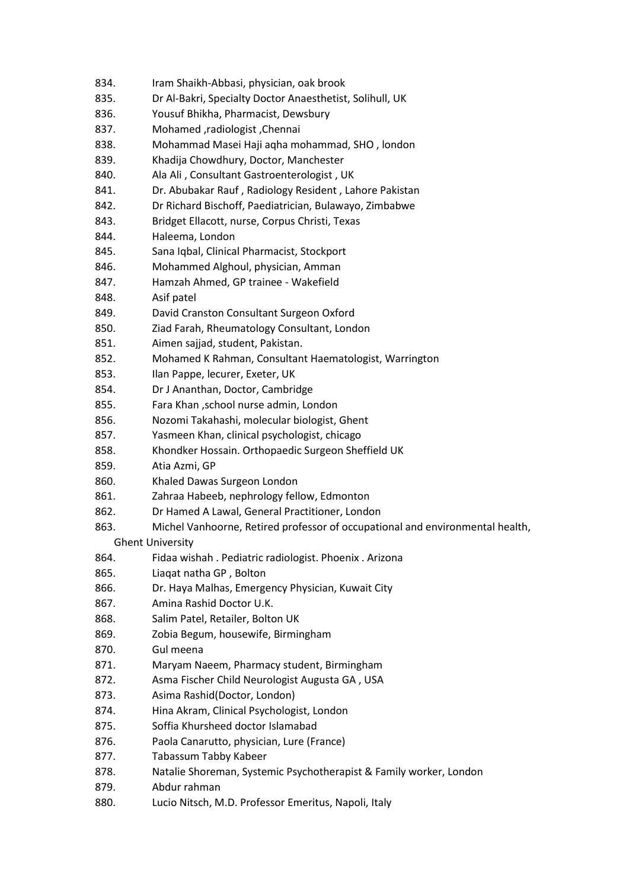834. Iram Shaikh-Abbasi, physician, oak brook
835. Dr Al-Bakri, Specialty Doctor Anaesthetist, Solihull, UK
836. Yousuf Bhikha, Pharmacist, Dewsbury
837. Mohamed ,radiologist ,Chennai
838. Mohammad Masei Haji aqha mohammad, SHO , london
839. Khadija Chowdhury, Doctor, Manchester
840. Ala Ali , Consultant Gastroenterologist , UK
841. Dr. Abubakar Rauf , Radiology Resident , Lahore Pakistan
842. Dr Richard Bischoff, Paediatrician, Bulawayo, Zimbabwe
843. Bridget Ellacott, nurse, Corpus Christi, Texas
844. Haleema, London
845. Sana Iqbal, Clinical Pharmacist, Stockport
846. Mohammed Alghoul, physician, Amman
847. Hamzah Ahmed, GP trainee - Wakefield
848. Asif patel
849. David Cranston Consultant Surgeon Oxford
850. Ziad Farah, Rheumatology Consultant, London
851. Aimen sajjad, student, Pakistan.
852. Mohamed K Rahman, Consultant Haematologist, Warrington
853. Ilan Pappe, lecurer, Exeter, UK
854. Dr J Ananthan, Doctor, Cambridge
855. Fara Khan ,school nurse admin, London
856. Nozomi Takahashi, molecular biologist, Ghent
857. Yasmeen Khan, clinical psychologist, chicago
858. Khondker Hossain. Orthopaedic Surgeon Sheffield UK
859. Atia Azmi, GP
860. Khaled Dawas Surgeon London
861. Zahraa Habeeb, nephrology fellow, Edmonton
862. Dr Hamed A Lawal, General Practitioner, London
863. Michel Vanhoorne, Retired professor of occupational and environmental health, Ghent University
864. Fidaa wishah . Pediatric radiologist. Phoenix . Arizona
865. Liaqat natha GP , Bolton
866. Dr. Haya Malhas, Emergency Physician, Kuwait City
867. Amina Rashid Doctor U.K.
868. Salim Patel, Retailer, Bolton UK
869. Zobia Begum, housewife, Birmingham
870. Gul meena
871. Maryam Naeem, Pharmacy student, Birmingham
872. Asma Fischer Child Neurologist Augusta GA , USA
873. Asima Rashid(Doctor, London)
874. Hina Akram, Clinical Psychologist, London
875. Soffia Khursheed doctor Islamabad
876. Paola Canarutto, physician, Lure (France)
877. Tabassum Tabby Kabeer
878. Natalie Shoreman, Systemic Psychotherapist & Family worker, London
879. Abdur rahman
880. Lucio Nitsch, M.D. Professor Emeritus, Napoli, Italy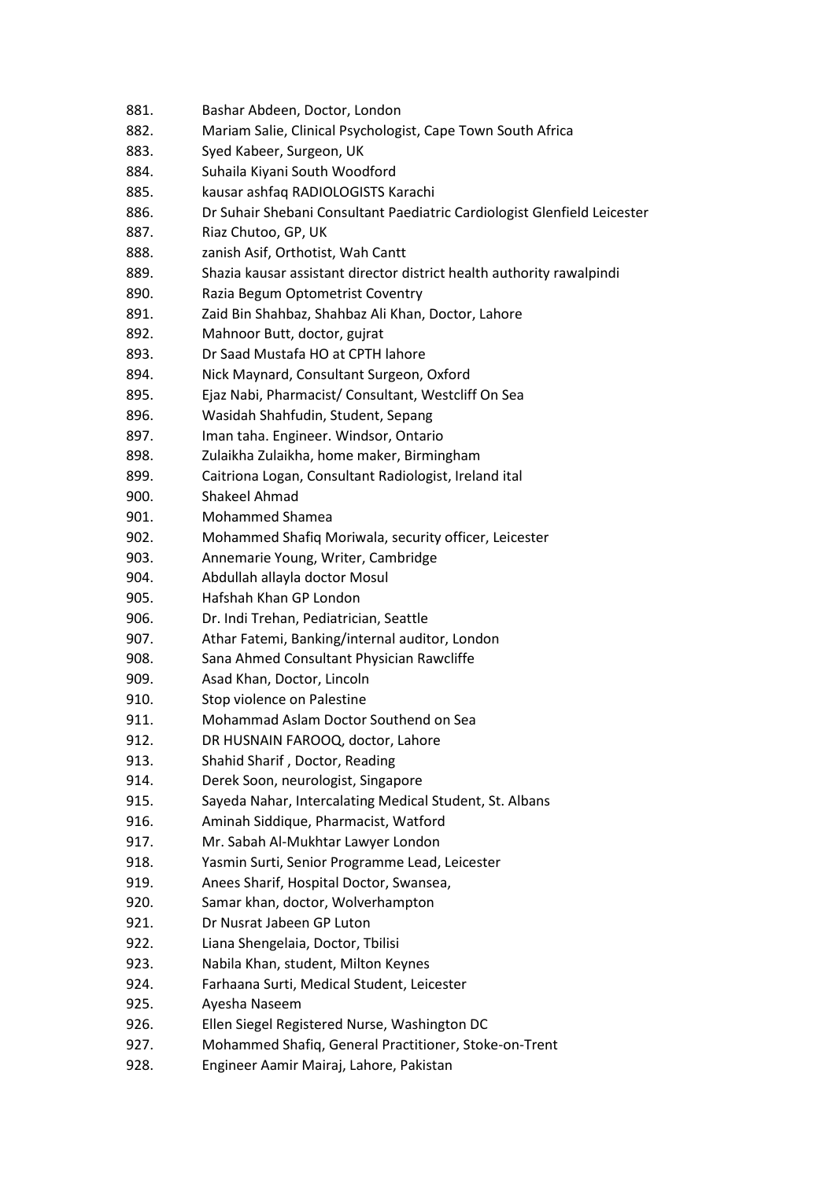881. Bashar Abdeen, Doctor, London
882. Mariam Salie, Clinical Psychologist, Cape Town South Africa
883. Syed Kabeer, Surgeon, UK
884. Suhaila Kiyani South Woodford
885. kausar ashfaq RADIOLOGISTS Karachi
886. Dr Suhair Shebani Consultant Paediatric Cardiologist Glenfield Leicester
887. Riaz Chutoo, GP, UK
888. zanish Asif, Orthotist, Wah Cantt
889. Shazia kausar assistant director district health authority rawalpindi
890. Razia Begum Optometrist Coventry
891. Zaid Bin Shahbaz, Shahbaz Ali Khan, Doctor, Lahore
892. Mahnoor Butt, doctor, gujrat
893. Dr Saad Mustafa HO at CPTH lahore
894. Nick Maynard, Consultant Surgeon, Oxford
895. Ejaz Nabi, Pharmacist/ Consultant, Westcliff On Sea
896. Wasidah Shahfudin, Student, Sepang
897. Iman taha. Engineer. Windsor, Ontario
898. Zulaikha Zulaikha, home maker, Birmingham
899. Caitriona Logan, Consultant Radiologist, Ireland ital
900. Shakeel Ahmad
901. Mohammed Shamea
902. Mohammed Shafiq Moriwala, security officer, Leicester
903. Annemarie Young, Writer, Cambridge
904. Abdullah allayla doctor Mosul
905. Hafshah Khan GP London
906. Dr. Indi Trehan, Pediatrician, Seattle
907. Athar Fatemi, Banking/internal auditor, London
908. Sana Ahmed Consultant Physician Rawcliffe
909. Asad Khan, Doctor, Lincoln
910. Stop violence on Palestine
911. Mohammad Aslam Doctor Southend on Sea
912. DR HUSNAIN FAROOQ, doctor, Lahore
913. Shahid Sharif , Doctor, Reading
914. Derek Soon, neurologist, Singapore
915. Sayeda Nahar, Intercalating Medical Student, St. Albans
916. Aminah Siddique, Pharmacist, Watford
917. Mr. Sabah Al-Mukhtar Lawyer London
918. Yasmin Surti, Senior Programme Lead, Leicester
919. Anees Sharif, Hospital Doctor, Swansea,
920. Samar khan, doctor, Wolverhampton
921. Dr Nusrat Jabeen GP Luton
922. Liana Shengelaia, Doctor, Tbilisi
923. Nabila Khan, student, Milton Keynes
924. Farhaana Surti, Medical Student, Leicester
925. Ayesha Naseem
926. Ellen Siegel Registered Nurse, Washington DC
927. Mohammed Shafiq, General Practitioner, Stoke-on-Trent
928. Engineer Aamir Mairaj, Lahore, Pakistan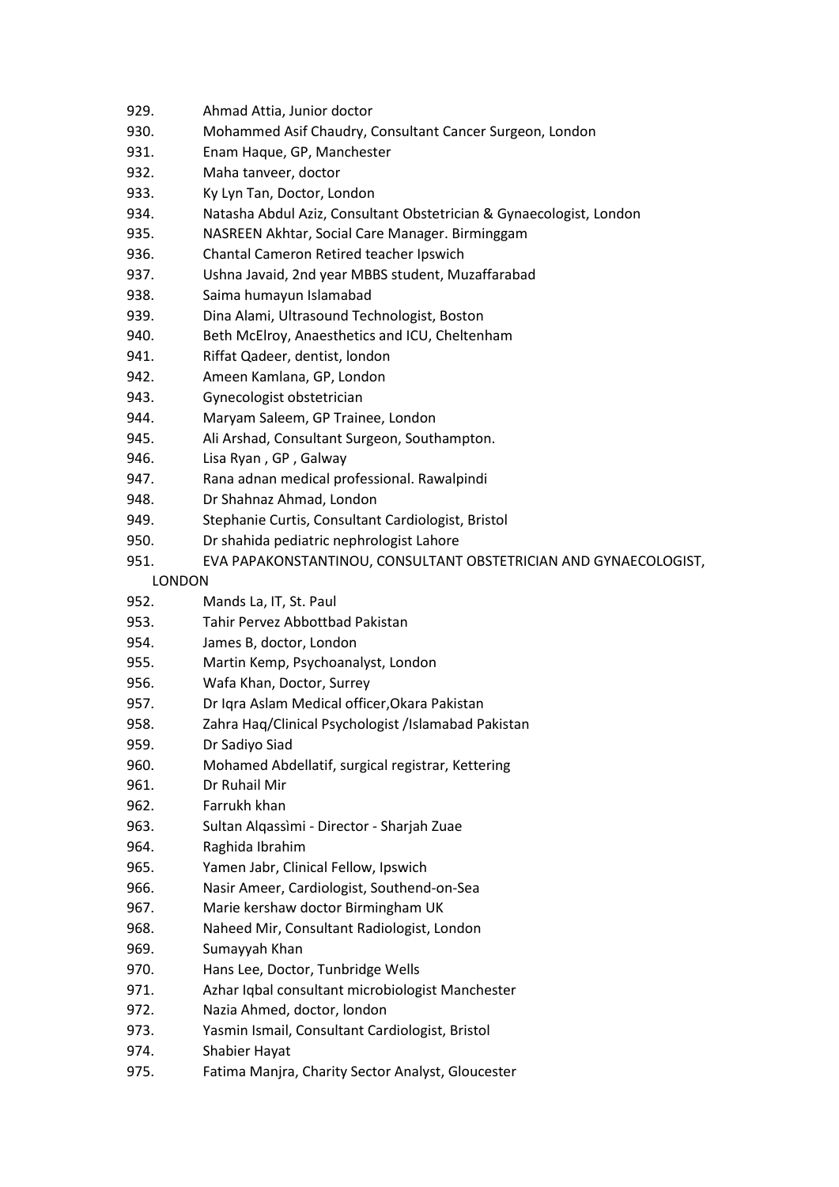929. Ahmad Attia, Junior doctor
930. Mohammed Asif Chaudry, Consultant Cancer Surgeon, London
931. Enam Haque, GP, Manchester
932. Maha tanveer, doctor
933. Ky Lyn Tan, Doctor, London
934. Natasha Abdul Aziz, Consultant Obstetrician & Gynaecologist, London
935. NASREEN Akhtar, Social Care Manager. Birminggam
936. Chantal Cameron Retired teacher Ipswich
937. Ushna Javaid, 2nd year MBBS student, Muzaffarabad
938. Saima humayun Islamabad
939. Dina Alami, Ultrasound Technologist, Boston
940. Beth McElroy, Anaesthetics and ICU, Cheltenham
941. Riffat Qadeer, dentist, london
942. Ameen Kamlana, GP, London
943. Gynecologist obstetrician
944. Maryam Saleem, GP Trainee, London
945. Ali Arshad, Consultant Surgeon, Southampton.
946. Lisa Ryan , GP , Galway
947. Rana adnan medical professional. Rawalpindi
948. Dr Shahnaz Ahmad, London
949. Stephanie Curtis, Consultant Cardiologist, Bristol
950. Dr shahida pediatric nephrologist Lahore
951. EVA PAPAKONSTANTINOU, CONSULTANT OBSTETRICIAN AND GYNAECOLOGIST, LONDON
952. Mands La, IT, St. Paul
953. Tahir Pervez Abbottbad Pakistan
954. James B, doctor, London
955. Martin Kemp, Psychoanalyst, London
956. Wafa Khan, Doctor, Surrey
957. Dr Iqra Aslam Medical officer,Okara Pakistan
958. Zahra Haq/Clinical Psychologist /Islamabad Pakistan
959. Dr Sadiyo Siad
960. Mohamed Abdellatif, surgical registrar, Kettering
961. Dr Ruhail Mir
962. Farrukh khan
963. Sultan Alqassìmi - Director - Sharjah Zuae
964. Raghida Ibrahim
965. Yamen Jabr, Clinical Fellow, Ipswich
966. Nasir Ameer, Cardiologist, Southend-on-Sea
967. Marie kershaw doctor Birmingham UK
968. Naheed Mir, Consultant Radiologist, London
969. Sumayyah Khan
970. Hans Lee, Doctor, Tunbridge Wells
971. Azhar Iqbal consultant microbiologist Manchester
972. Nazia Ahmed, doctor, london
973. Yasmin Ismail, Consultant Cardiologist, Bristol
974. Shabier Hayat
975. Fatima Manjra, Charity Sector Analyst, Gloucester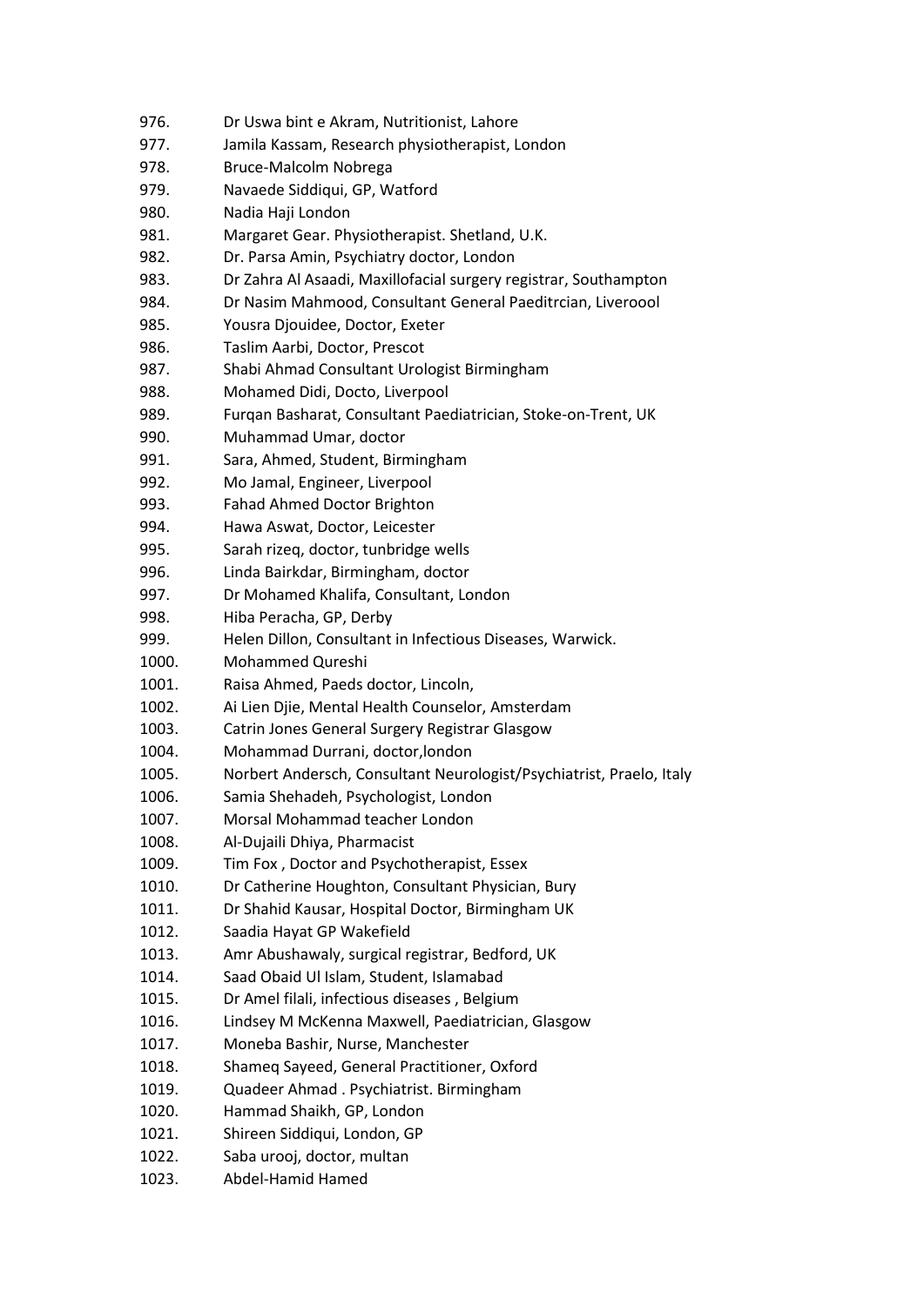976. Dr Uswa bint e Akram, Nutritionist, Lahore
977. Jamila Kassam, Research physiotherapist, London
978. Bruce-Malcolm Nobrega
979. Navaede Siddiqui, GP, Watford
980. Nadia Haji London
981. Margaret Gear. Physiotherapist. Shetland, U.K.
982. Dr. Parsa Amin, Psychiatry doctor, London
983. Dr Zahra Al Asaadi, Maxillofacial surgery registrar, Southampton
984. Dr Nasim Mahmood, Consultant General Paeditrcian, Liveroool
985. Yousra Djouidee, Doctor, Exeter
986. Taslim Aarbi, Doctor, Prescot
987. Shabi Ahmad Consultant Urologist Birmingham
988. Mohamed Didi, Docto, Liverpool
989. Furqan Basharat, Consultant Paediatrician, Stoke-on-Trent, UK
990. Muhammad Umar, doctor
991. Sara, Ahmed, Student, Birmingham
992. Mo Jamal, Engineer, Liverpool
993. Fahad Ahmed Doctor Brighton
994. Hawa Aswat, Doctor, Leicester
995. Sarah rizeq, doctor, tunbridge wells
996. Linda Bairkdar, Birmingham, doctor
997. Dr Mohamed Khalifa, Consultant, London
998. Hiba Peracha, GP, Derby
999. Helen Dillon, Consultant in Infectious Diseases, Warwick.
1000. Mohammed Qureshi
1001. Raisa Ahmed, Paeds doctor, Lincoln,
1002. Ai Lien Djie, Mental Health Counselor, Amsterdam
1003. Catrin Jones General Surgery Registrar Glasgow
1004. Mohammad Durrani, doctor,london
1005. Norbert Andersch, Consultant Neurologist/Psychiatrist, Praelo, Italy
1006. Samia Shehadeh, Psychologist, London
1007. Morsal Mohammad teacher London
1008. Al-Dujaili Dhiya, Pharmacist
1009. Tim Fox , Doctor and Psychotherapist, Essex
1010. Dr Catherine Houghton, Consultant Physician, Bury
1011. Dr Shahid Kausar, Hospital Doctor, Birmingham UK
1012. Saadia Hayat GP Wakefield
1013. Amr Abushawaly, surgical registrar, Bedford, UK
1014. Saad Obaid Ul Islam, Student, Islamabad
1015. Dr Amel filali, infectious diseases , Belgium
1016. Lindsey M McKenna Maxwell, Paediatrician, Glasgow
1017. Moneba Bashir, Nurse, Manchester
1018. Shameq Sayeed, General Practitioner, Oxford
1019. Quadeer Ahmad . Psychiatrist. Birmingham
1020. Hammad Shaikh, GP, London
1021. Shireen Siddiqui, London, GP
1022. Saba urooj, doctor, multan
1023. Abdel-Hamid Hamed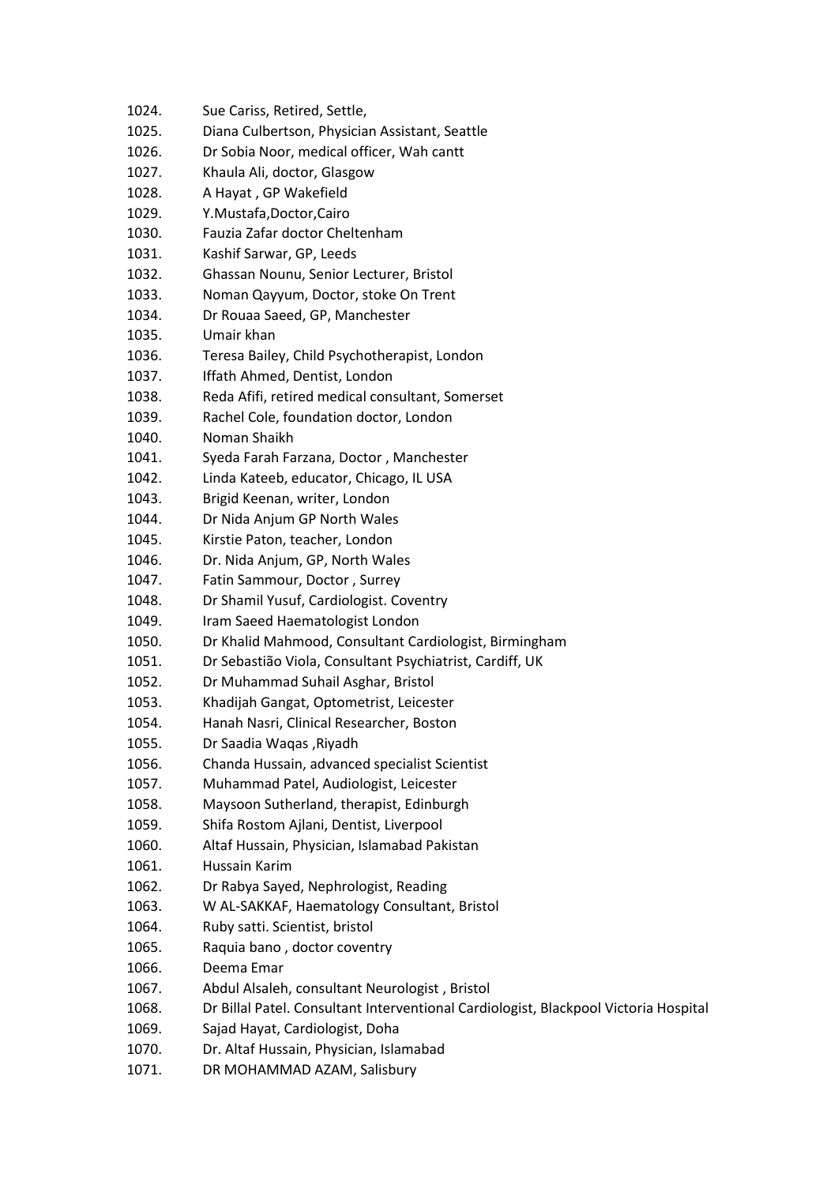1024. Sue Cariss, Retired, Settle,
1025. Diana Culbertson, Physician Assistant, Seattle
1026. Dr Sobia Noor, medical officer, Wah cantt
1027. Khaula Ali, doctor, Glasgow
1028. A Hayat , GP Wakefield
1029. Y.Mustafa,Doctor,Cairo
1030. Fauzia Zafar doctor Cheltenham
1031. Kashif Sarwar, GP, Leeds
1032. Ghassan Nounu, Senior Lecturer, Bristol
1033. Noman Qayyum, Doctor, stoke On Trent
1034. Dr Rouaa Saeed, GP, Manchester
1035. Umair khan
1036. Teresa Bailey, Child Psychotherapist, London
1037. Iffath Ahmed, Dentist, London
1038. Reda Afifi, retired medical consultant, Somerset
1039. Rachel Cole, foundation doctor, London
1040. Noman Shaikh
1041. Syeda Farah Farzana, Doctor , Manchester
1042. Linda Kateeb, educator, Chicago, IL USA
1043. Brigid Keenan, writer, London
1044. Dr Nida Anjum GP North Wales
1045. Kirstie Paton, teacher, London
1046. Dr. Nida Anjum, GP, North Wales
1047. Fatin Sammour, Doctor , Surrey
1048. Dr Shamil Yusuf, Cardiologist. Coventry
1049. Iram Saeed Haematologist London
1050. Dr Khalid Mahmood, Consultant Cardiologist, Birmingham
1051. Dr Sebastião Viola, Consultant Psychiatrist, Cardiff, UK
1052. Dr Muhammad Suhail Asghar, Bristol
1053. Khadijah Gangat, Optometrist, Leicester
1054. Hanah Nasri, Clinical Researcher, Boston
1055. Dr Saadia Waqas ,Riyadh
1056. Chanda Hussain, advanced specialist Scientist
1057. Muhammad Patel, Audiologist, Leicester
1058. Maysoon Sutherland, therapist, Edinburgh
1059. Shifa Rostom Ajlani, Dentist, Liverpool
1060. Altaf Hussain, Physician, Islamabad Pakistan
1061. Hussain Karim
1062. Dr Rabya Sayed, Nephrologist, Reading
1063. W AL-SAKKAF, Haematology Consultant, Bristol
1064. Ruby satti. Scientist, bristol
1065. Raquia bano , doctor coventry
1066. Deema Emar
1067. Abdul Alsaleh, consultant Neurologist , Bristol
1068. Dr Billal Patel. Consultant Interventional Cardiologist, Blackpool Victoria Hospital
1069. Sajad Hayat, Cardiologist, Doha
1070. Dr. Altaf Hussain, Physician, Islamabad
1071. DR MOHAMMAD AZAM, Salisbury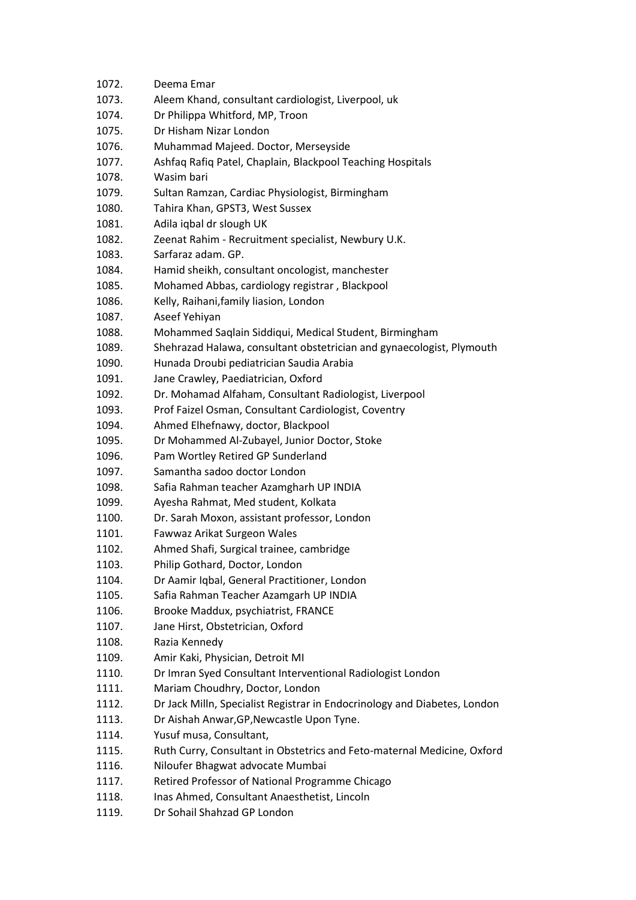1072. Deema Emar
1073. Aleem Khand, consultant cardiologist, Liverpool, uk
1074. Dr Philippa Whitford, MP, Troon
1075. Dr Hisham Nizar London
1076. Muhammad Majeed. Doctor, Merseyside
1077. Ashfaq Rafiq Patel, Chaplain, Blackpool Teaching Hospitals
1078. Wasim bari
1079. Sultan Ramzan, Cardiac Physiologist, Birmingham
1080. Tahira Khan, GPST3, West Sussex
1081. Adila iqbal dr slough UK
1082. Zeenat Rahim - Recruitment specialist, Newbury U.K.
1083. Sarfaraz adam. GP.
1084. Hamid sheikh, consultant oncologist, manchester
1085. Mohamed Abbas, cardiology registrar , Blackpool
1086. Kelly, Raihani,family liasion, London
1087. Aseef Yehiyan
1088. Mohammed Saqlain Siddiqui, Medical Student, Birmingham
1089. Shehrazad Halawa, consultant obstetrician and gynaecologist, Plymouth
1090. Hunada Droubi pediatrician Saudia Arabia
1091. Jane Crawley, Paediatrician, Oxford
1092. Dr. Mohamad Alfaham, Consultant Radiologist, Liverpool
1093. Prof Faizel Osman, Consultant Cardiologist, Coventry
1094. Ahmed Elhefnawy, doctor, Blackpool
1095. Dr Mohammed Al-Zubayel, Junior Doctor, Stoke
1096. Pam Wortley Retired GP Sunderland
1097. Samantha sadoo doctor London
1098. Safia Rahman teacher Azamgharh UP INDIA
1099. Ayesha Rahmat, Med student, Kolkata
1100. Dr. Sarah Moxon, assistant professor, London
1101. Fawwaz Arikat Surgeon Wales
1102. Ahmed Shafi, Surgical trainee, cambridge
1103. Philip Gothard, Doctor, London
1104. Dr Aamir Iqbal, General Practitioner, London
1105. Safia Rahman Teacher Azamgarh UP INDIA
1106. Brooke Maddux, psychiatrist, FRANCE
1107. Jane Hirst, Obstetrician, Oxford
1108. Razia Kennedy
1109. Amir Kaki, Physician, Detroit MI
1110. Dr Imran Syed Consultant Interventional Radiologist London
1111. Mariam Choudhry, Doctor, London
1112. Dr Jack Milln, Specialist Registrar in Endocrinology and Diabetes, London
1113. Dr Aishah Anwar,GP,Newcastle Upon Tyne.
1114. Yusuf musa, Consultant,
1115. Ruth Curry, Consultant in Obstetrics and Feto-maternal Medicine, Oxford
1116. Niloufer Bhagwat advocate Mumbai
1117. Retired Professor of National Programme Chicago
1118. Inas Ahmed, Consultant Anaesthetist, Lincoln
1119. Dr Sohail Shahzad GP London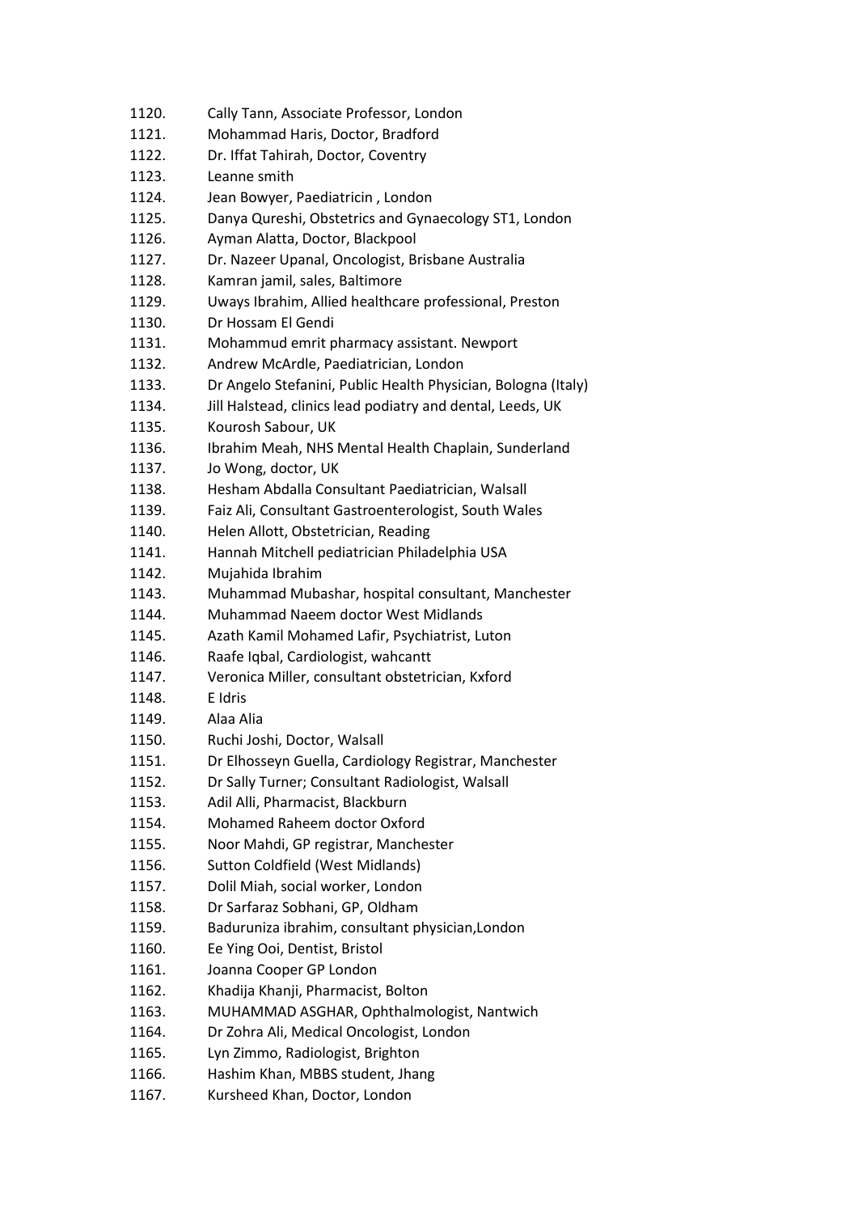1120. Cally Tann, Associate Professor, London
1121. Mohammad Haris, Doctor, Bradford
1122. Dr. Iffat Tahirah, Doctor, Coventry
1123. Leanne smith
1124. Jean Bowyer, Paediatricin , London
1125. Danya Qureshi, Obstetrics and Gynaecology ST1, London
1126. Ayman Alatta, Doctor, Blackpool
1127. Dr. Nazeer Upanal, Oncologist, Brisbane Australia
1128. Kamran jamil, sales, Baltimore
1129. Uways Ibrahim, Allied healthcare professional, Preston
1130. Dr Hossam El Gendi
1131. Mohammud emrit pharmacy assistant. Newport
1132. Andrew McArdle, Paediatrician, London
1133. Dr Angelo Stefanini, Public Health Physician, Bologna (Italy)
1134. Jill Halstead, clinics lead podiatry and dental, Leeds, UK
1135. Kourosh Sabour, UK
1136. Ibrahim Meah, NHS Mental Health Chaplain, Sunderland
1137. Jo Wong, doctor, UK
1138. Hesham Abdalla Consultant Paediatrician, Walsall
1139. Faiz Ali, Consultant Gastroenterologist, South Wales
1140. Helen Allott, Obstetrician, Reading
1141. Hannah Mitchell pediatrician Philadelphia USA
1142. Mujahida Ibrahim
1143. Muhammad Mubashar, hospital consultant, Manchester
1144. Muhammad Naeem doctor West Midlands
1145. Azath Kamil Mohamed Lafir, Psychiatrist, Luton
1146. Raafe Iqbal, Cardiologist, wahcantt
1147. Veronica Miller, consultant obstetrician, Kxford
1148. E Idris
1149. Alaa Alia
1150. Ruchi Joshi, Doctor, Walsall
1151. Dr Elhosseyn Guella, Cardiology Registrar, Manchester
1152. Dr Sally Turner; Consultant Radiologist, Walsall
1153. Adil Alli, Pharmacist, Blackburn
1154. Mohamed Raheem doctor Oxford
1155. Noor Mahdi, GP registrar, Manchester
1156. Sutton Coldfield (West Midlands)
1157. Dolil Miah, social worker, London
1158. Dr Sarfaraz Sobhani, GP, Oldham
1159. Baduruniza ibrahim, consultant physician,London
1160. Ee Ying Ooi, Dentist, Bristol
1161. Joanna Cooper GP London
1162. Khadija Khanji, Pharmacist, Bolton
1163. MUHAMMAD ASGHAR, Ophthalmologist, Nantwich
1164. Dr Zohra Ali, Medical Oncologist, London
1165. Lyn Zimmo, Radiologist, Brighton
1166. Hashim Khan, MBBS student, Jhang
1167. Kursheed Khan, Doctor, London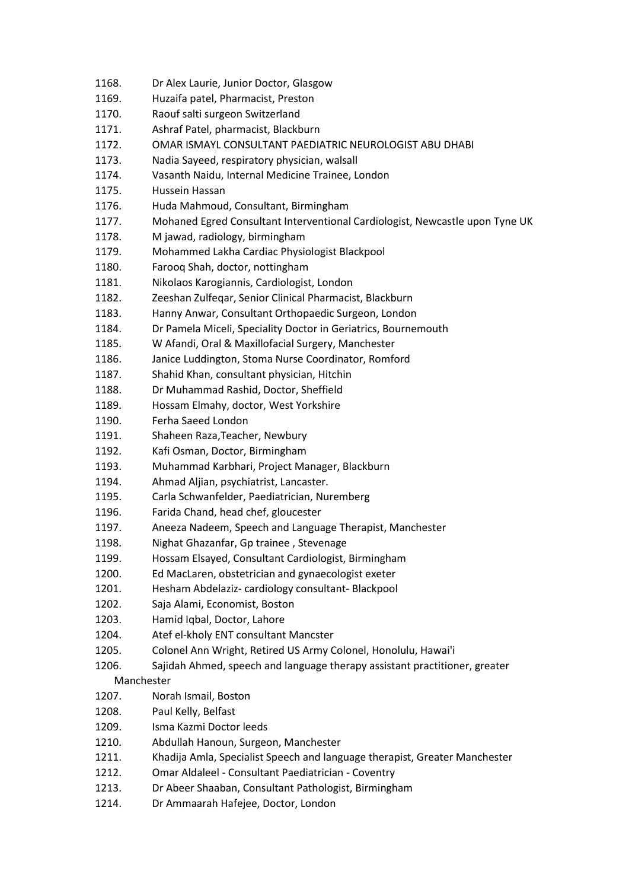1168. Dr Alex Laurie, Junior Doctor, Glasgow
1169. Huzaifa patel, Pharmacist, Preston
1170. Raouf salti surgeon Switzerland
1171. Ashraf Patel, pharmacist, Blackburn
1172. OMAR ISMAYL CONSULTANT PAEDIATRIC NEUROLOGIST ABU DHABI
1173. Nadia Sayeed, respiratory physician, walsall
1174. Vasanth Naidu, Internal Medicine Trainee, London
1175. Hussein Hassan
1176. Huda Mahmoud, Consultant, Birmingham
1177. Mohaned Egred Consultant Interventional Cardiologist, Newcastle upon Tyne UK
1178. M jawad, radiology, birmingham
1179. Mohammed Lakha Cardiac Physiologist Blackpool
1180. Farooq Shah, doctor, nottingham
1181. Nikolaos Karogiannis, Cardiologist, London
1182. Zeeshan Zulfeqar, Senior Clinical Pharmacist, Blackburn
1183. Hanny Anwar, Consultant Orthopaedic Surgeon, London
1184. Dr Pamela Miceli, Speciality Doctor in Geriatrics, Bournemouth
1185. W Afandi, Oral & Maxillofacial Surgery, Manchester
1186. Janice Luddington, Stoma Nurse Coordinator, Romford
1187. Shahid Khan, consultant physician, Hitchin
1188. Dr Muhammad Rashid, Doctor, Sheffield
1189. Hossam Elmahy, doctor, West Yorkshire
1190. Ferha Saeed London
1191. Shaheen Raza,Teacher, Newbury
1192. Kafi Osman, Doctor, Birmingham
1193. Muhammad Karbhari, Project Manager, Blackburn
1194. Ahmad Aljian, psychiatrist, Lancaster.
1195. Carla Schwanfelder, Paediatrician, Nuremberg
1196. Farida Chand, head chef, gloucester
1197. Aneeza Nadeem, Speech and Language Therapist, Manchester
1198. Nighat Ghazanfar, Gp trainee , Stevenage
1199. Hossam Elsayed, Consultant Cardiologist, Birmingham
1200. Ed MacLaren, obstetrician and gynaecologist exeter
1201. Hesham Abdelaziz- cardiology consultant- Blackpool
1202. Saja Alami, Economist, Boston
1203. Hamid Iqbal, Doctor, Lahore
1204. Atef el-kholy ENT consultant Mancster
1205. Colonel Ann Wright, Retired US Army Colonel, Honolulu, Hawai'i
1206. Sajidah Ahmed, speech and language therapy assistant practitioner, greater Manchester
1207. Norah Ismail, Boston
1208. Paul Kelly, Belfast
1209. Isma Kazmi Doctor leeds
1210. Abdullah Hanoun, Surgeon, Manchester
1211. Khadija Amla, Specialist Speech and language therapist, Greater Manchester
1212. Omar Aldaleel - Consultant Paediatrician - Coventry
1213. Dr Abeer Shaaban, Consultant Pathologist, Birmingham
1214. Dr Ammaarah Hafejee, Doctor, London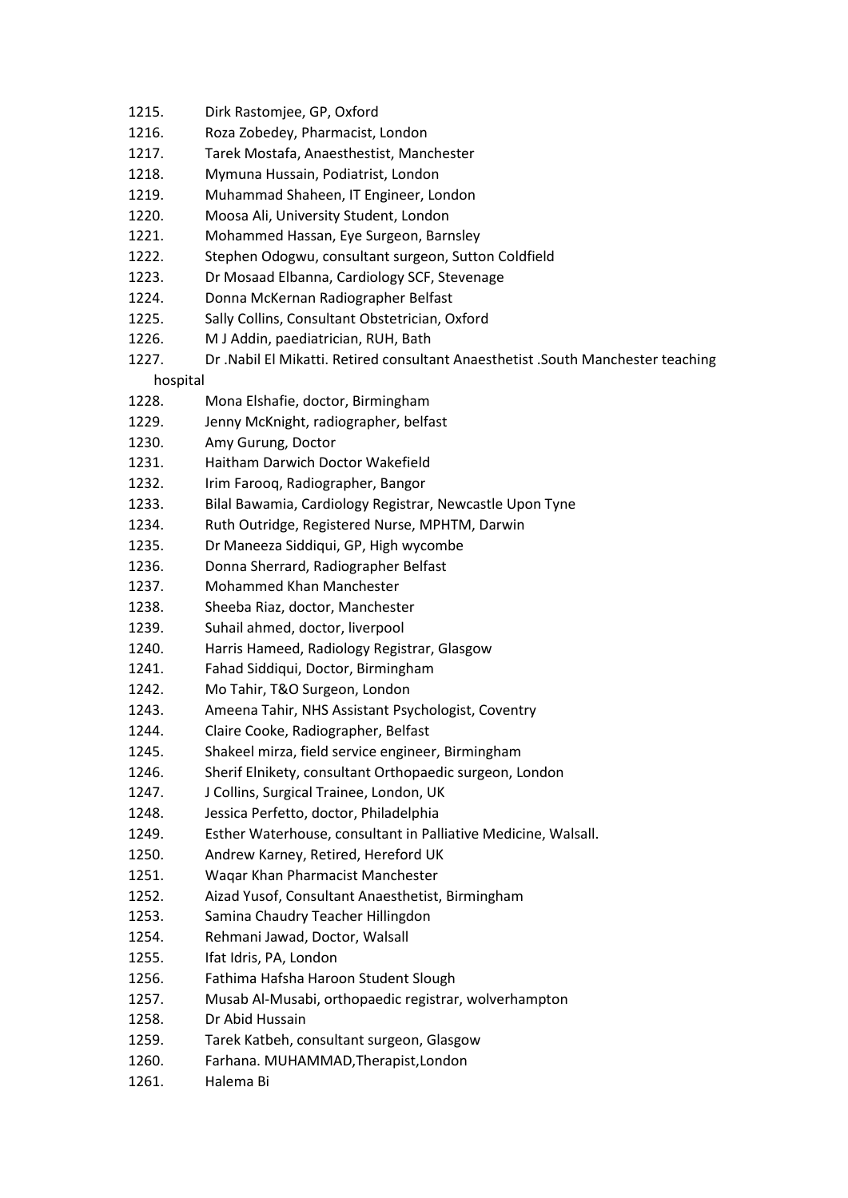1215. Dirk Rastomjee, GP, Oxford
1216. Roza Zobedey, Pharmacist, London
1217. Tarek Mostafa, Anaesthestist, Manchester
1218. Mymuna Hussain, Podiatrist, London
1219. Muhammad Shaheen, IT Engineer, London
1220. Moosa Ali, University Student, London
1221. Mohammed Hassan, Eye Surgeon, Barnsley
1222. Stephen Odogwu, consultant surgeon, Sutton Coldfield
1223. Dr Mosaad Elbanna, Cardiology SCF, Stevenage
1224. Donna McKernan Radiographer Belfast
1225. Sally Collins, Consultant Obstetrician, Oxford
1226. M J Addin, paediatrician, RUH, Bath
1227. Dr .Nabil El Mikatti. Retired consultant Anaesthetist .South Manchester teaching hospital
1228. Mona Elshafie, doctor, Birmingham
1229. Jenny McKnight, radiographer, belfast
1230. Amy Gurung, Doctor
1231. Haitham Darwich Doctor Wakefield
1232. Irim Farooq, Radiographer, Bangor
1233. Bilal Bawamia, Cardiology Registrar, Newcastle Upon Tyne
1234. Ruth Outridge, Registered Nurse, MPHTM, Darwin
1235. Dr Maneeza Siddiqui, GP, High wycombe
1236. Donna Sherrard, Radiographer Belfast
1237. Mohammed Khan Manchester
1238. Sheeba Riaz, doctor, Manchester
1239. Suhail ahmed, doctor, liverpool
1240. Harris Hameed, Radiology Registrar, Glasgow
1241. Fahad Siddiqui, Doctor, Birmingham
1242. Mo Tahir, T&O Surgeon, London
1243. Ameena Tahir, NHS Assistant Psychologist, Coventry
1244. Claire Cooke, Radiographer, Belfast
1245. Shakeel mirza, field service engineer, Birmingham
1246. Sherif Elnikety, consultant Orthopaedic surgeon, London
1247. J Collins, Surgical Trainee, London, UK
1248. Jessica Perfetto, doctor, Philadelphia
1249. Esther Waterhouse, consultant in Palliative Medicine, Walsall.
1250. Andrew Karney, Retired, Hereford UK
1251. Waqar Khan Pharmacist Manchester
1252. Aizad Yusof, Consultant Anaesthetist, Birmingham
1253. Samina Chaudry Teacher Hillingdon
1254. Rehmani Jawad, Doctor, Walsall
1255. Ifat Idris, PA, London
1256. Fathima Hafsha Haroon Student Slough
1257. Musab Al-Musabi, orthopaedic registrar, wolverhampton
1258. Dr Abid Hussain
1259. Tarek Katbeh, consultant surgeon, Glasgow
1260. Farhana. MUHAMMAD,Therapist,London
1261. Halema Bi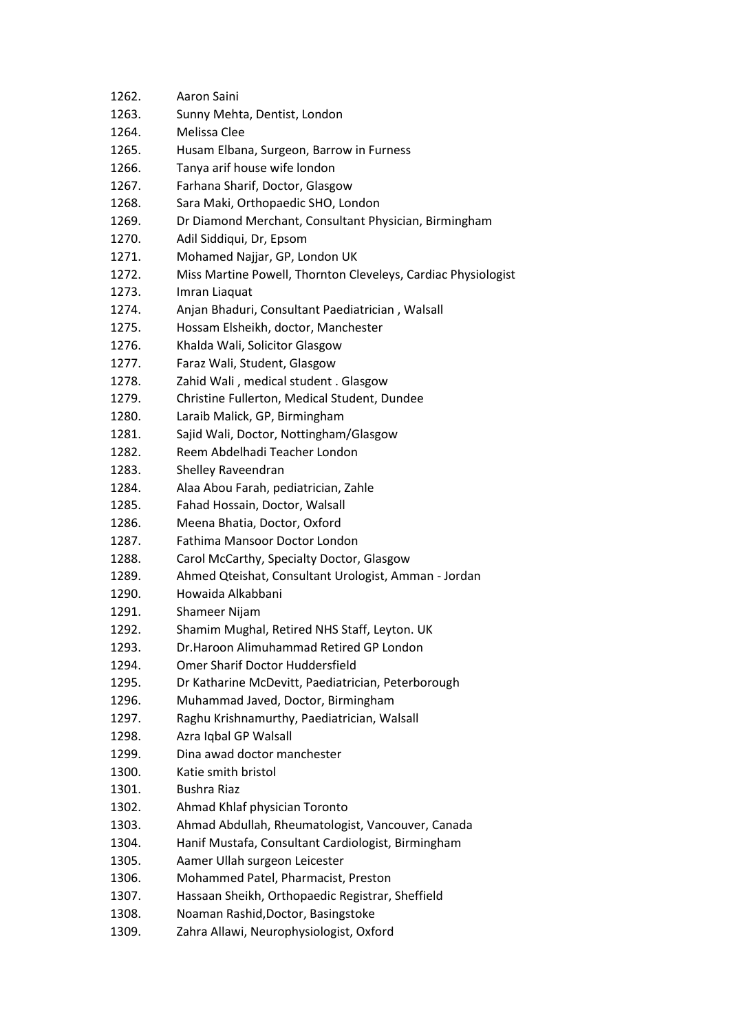1262. Aaron Saini
1263. Sunny Mehta, Dentist, London
1264. Melissa Clee
1265. Husam Elbana, Surgeon, Barrow in Furness
1266. Tanya arif house wife london
1267. Farhana Sharif, Doctor, Glasgow
1268. Sara Maki, Orthopaedic SHO, London
1269. Dr Diamond Merchant, Consultant Physician, Birmingham
1270. Adil Siddiqui, Dr, Epsom
1271. Mohamed Najjar, GP, London UK
1272. Miss Martine Powell, Thornton Cleveleys, Cardiac Physiologist
1273. Imran Liaquat
1274. Anjan Bhaduri, Consultant Paediatrician , Walsall
1275. Hossam Elsheikh, doctor, Manchester
1276. Khalda Wali, Solicitor Glasgow
1277. Faraz Wali, Student, Glasgow
1278. Zahid Wali , medical student . Glasgow
1279. Christine Fullerton, Medical Student, Dundee
1280. Laraib Malick, GP, Birmingham
1281. Sajid Wali, Doctor, Nottingham/Glasgow
1282. Reem Abdelhadi Teacher London
1283. Shelley Raveendran
1284. Alaa Abou Farah, pediatrician, Zahle
1285. Fahad Hossain, Doctor, Walsall
1286. Meena Bhatia, Doctor, Oxford
1287. Fathima Mansoor Doctor London
1288. Carol McCarthy, Specialty Doctor, Glasgow
1289. Ahmed Qteishat, Consultant Urologist, Amman - Jordan
1290. Howaida Alkabbani
1291. Shameer Nijam
1292. Shamim Mughal, Retired NHS Staff, Leyton. UK
1293. Dr.Haroon Alimuhammad Retired GP London
1294. Omer Sharif Doctor Huddersfield
1295. Dr Katharine McDevitt, Paediatrician, Peterborough
1296. Muhammad Javed, Doctor, Birmingham
1297. Raghu Krishnamurthy, Paediatrician, Walsall
1298. Azra Iqbal GP Walsall
1299. Dina awad doctor manchester
1300. Katie smith bristol
1301. Bushra Riaz
1302. Ahmad Khlaf physician Toronto
1303. Ahmad Abdullah, Rheumatologist, Vancouver, Canada
1304. Hanif Mustafa, Consultant Cardiologist, Birmingham
1305. Aamer Ullah surgeon Leicester
1306. Mohammed Patel, Pharmacist, Preston
1307. Hassaan Sheikh, Orthopaedic Registrar, Sheffield
1308. Noaman Rashid,Doctor, Basingstoke
1309. Zahra Allawi, Neurophysiologist, Oxford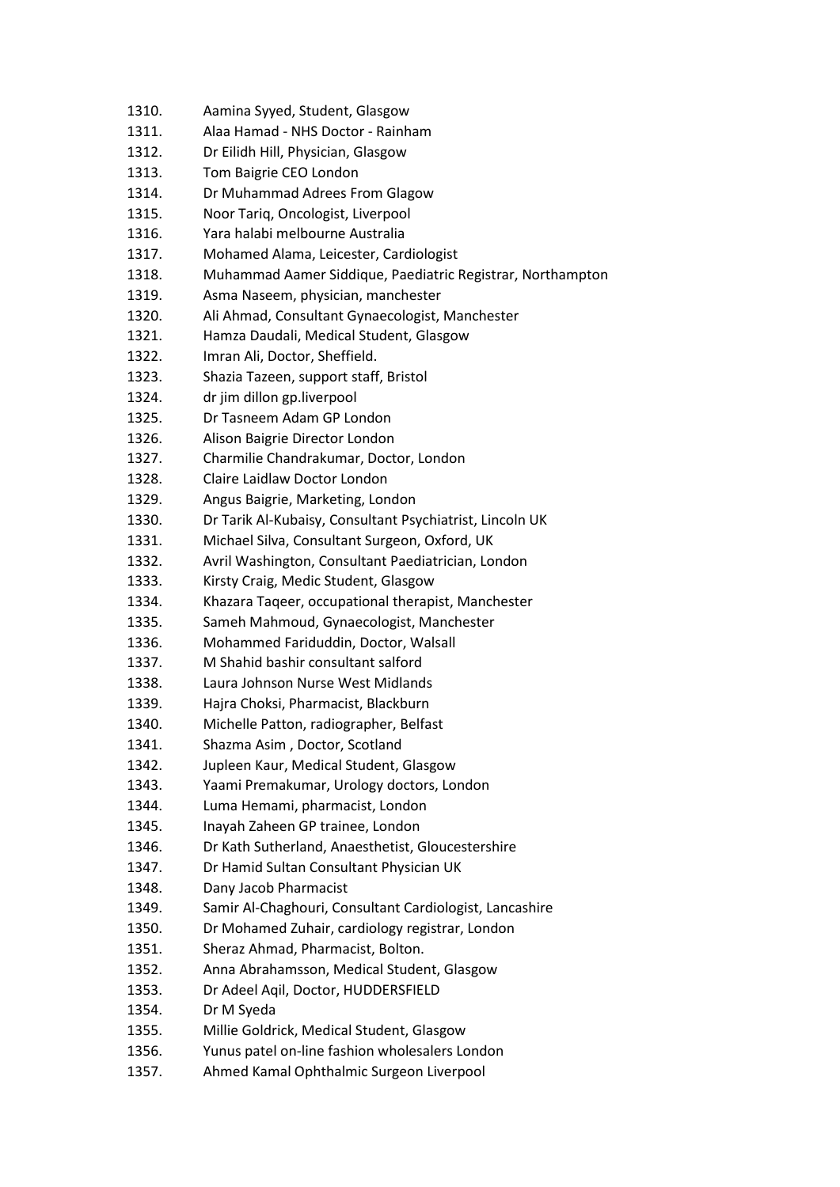1310. Aamina Syyed, Student, Glasgow
1311. Alaa Hamad - NHS Doctor - Rainham
1312. Dr Eilidh Hill, Physician, Glasgow
1313. Tom Baigrie CEO London
1314. Dr Muhammad Adrees From Glagow
1315. Noor Tariq, Oncologist, Liverpool
1316. Yara halabi melbourne Australia
1317. Mohamed Alama, Leicester, Cardiologist
1318. Muhammad Aamer Siddique, Paediatric Registrar, Northampton
1319. Asma Naseem, physician, manchester
1320. Ali Ahmad, Consultant Gynaecologist, Manchester
1321. Hamza Daudali, Medical Student, Glasgow
1322. Imran Ali, Doctor, Sheffield.
1323. Shazia Tazeen, support staff, Bristol
1324. dr jim dillon gp.liverpool
1325. Dr Tasneem Adam GP London
1326. Alison Baigrie Director London
1327. Charmilie Chandrakumar, Doctor, London
1328. Claire Laidlaw Doctor London
1329. Angus Baigrie, Marketing, London
1330. Dr Tarik Al-Kubaisy, Consultant Psychiatrist, Lincoln UK
1331. Michael Silva, Consultant Surgeon, Oxford, UK
1332. Avril Washington, Consultant Paediatrician, London
1333. Kirsty Craig, Medic Student, Glasgow
1334. Khazara Taqeer, occupational therapist, Manchester
1335. Sameh Mahmoud, Gynaecologist, Manchester
1336. Mohammed Fariduddin, Doctor, Walsall
1337. M Shahid bashir consultant salford
1338. Laura Johnson Nurse West Midlands
1339. Hajra Choksi, Pharmacist, Blackburn
1340. Michelle Patton, radiographer, Belfast
1341. Shazma Asim , Doctor, Scotland
1342. Jupleen Kaur, Medical Student, Glasgow
1343. Yaami Premakumar, Urology doctors, London
1344. Luma Hemami, pharmacist, London
1345. Inayah Zaheen GP trainee, London
1346. Dr Kath Sutherland, Anaesthetist, Gloucestershire
1347. Dr Hamid Sultan Consultant Physician UK
1348. Dany Jacob Pharmacist
1349. Samir Al-Chaghouri, Consultant Cardiologist, Lancashire
1350. Dr Mohamed Zuhair, cardiology registrar, London
1351. Sheraz Ahmad, Pharmacist, Bolton.
1352. Anna Abrahamsson, Medical Student, Glasgow
1353. Dr Adeel Aqil, Doctor, HUDDERSFIELD
1354. Dr M Syeda
1355. Millie Goldrick, Medical Student, Glasgow
1356. Yunus patel on-line fashion wholesalers London
1357. Ahmed Kamal Ophthalmic Surgeon Liverpool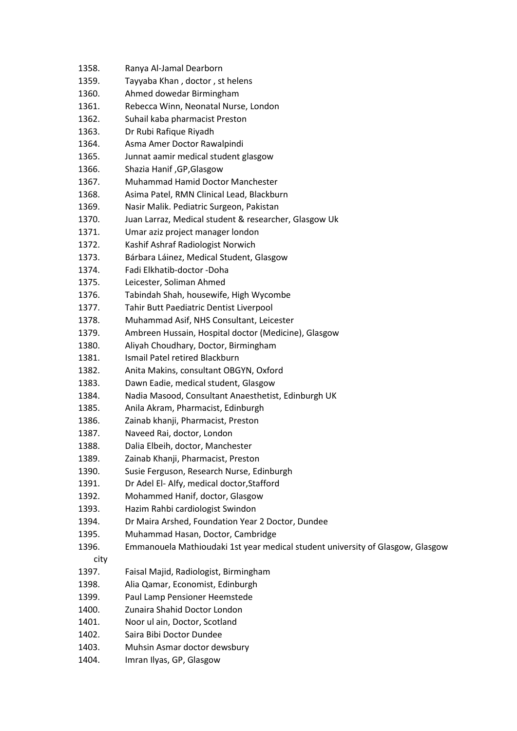1358. Ranya Al-Jamal Dearborn
1359. Tayyaba Khan , doctor , st helens
1360. Ahmed dowedar Birmingham
1361. Rebecca Winn, Neonatal Nurse, London
1362. Suhail kaba pharmacist Preston
1363. Dr Rubi Rafique Riyadh
1364. Asma Amer Doctor Rawalpindi
1365. Junnat aamir medical student glasgow
1366. Shazia Hanif ,GP,Glasgow
1367. Muhammad Hamid Doctor Manchester
1368. Asima Patel, RMN Clinical Lead, Blackburn
1369. Nasir Malik. Pediatric Surgeon, Pakistan
1370. Juan Larraz, Medical student & researcher, Glasgow Uk
1371. Umar aziz project manager london
1372. Kashif Ashraf Radiologist Norwich
1373. Bárbara Láinez, Medical Student, Glasgow
1374. Fadi Elkhatib-doctor -Doha
1375. Leicester, Soliman Ahmed
1376. Tabindah Shah, housewife, High Wycombe
1377. Tahir Butt Paediatric Dentist Liverpool
1378. Muhammad Asif, NHS Consultant, Leicester
1379. Ambreen Hussain, Hospital doctor (Medicine), Glasgow
1380. Aliyah Choudhary, Doctor, Birmingham
1381. Ismail Patel retired Blackburn
1382. Anita Makins, consultant OBGYN, Oxford
1383. Dawn Eadie, medical student, Glasgow
1384. Nadia Masood, Consultant Anaesthetist, Edinburgh UK
1385. Anila Akram, Pharmacist, Edinburgh
1386. Zainab khanji, Pharmacist, Preston
1387. Naveed Rai, doctor, London
1388. Dalia Elbeih, doctor, Manchester
1389. Zainab Khanji, Pharmacist, Preston
1390. Susie Ferguson, Research Nurse, Edinburgh
1391. Dr Adel El- Alfy, medical doctor,Stafford
1392. Mohammed Hanif, doctor, Glasgow
1393. Hazim Rahbi cardiologist Swindon
1394. Dr Maira Arshed, Foundation Year 2 Doctor, Dundee
1395. Muhammad Hasan, Doctor, Cambridge
1396. Emmanouela Mathioudaki 1st year medical student university of Glasgow, Glasgow city
1397. Faisal Majid, Radiologist, Birmingham
1398. Alia Qamar, Economist, Edinburgh
1399. Paul Lamp Pensioner Heemstede
1400. Zunaira Shahid Doctor London
1401. Noor ul ain, Doctor, Scotland
1402. Saira Bibi Doctor Dundee
1403. Muhsin Asmar doctor dewsbury
1404. Imran Ilyas, GP, Glasgow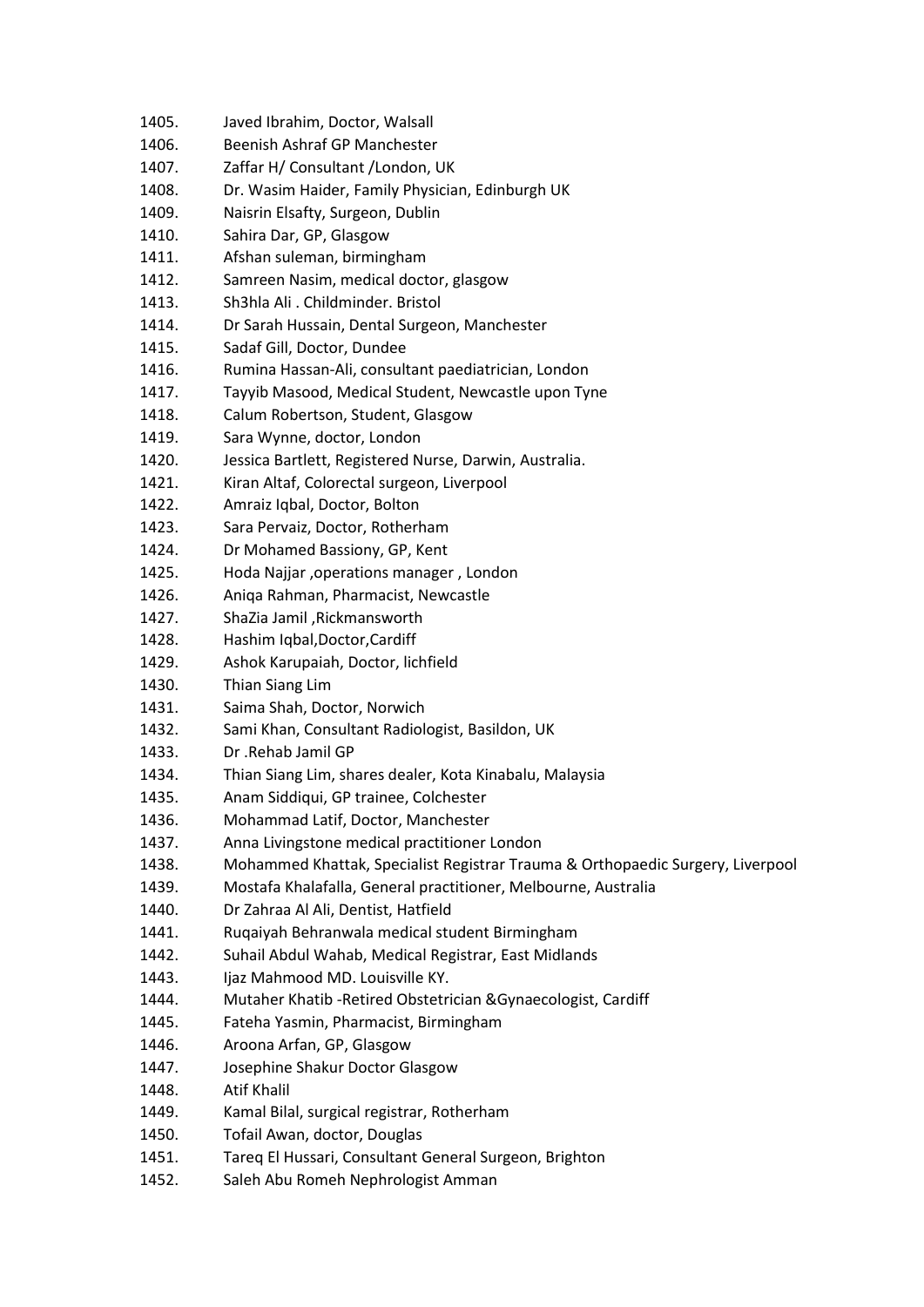1405. Javed Ibrahim, Doctor, Walsall
1406. Beenish Ashraf GP Manchester
1407. Zaffar H/ Consultant /London, UK
1408. Dr. Wasim Haider, Family Physician, Edinburgh UK
1409. Naisrin Elsafty, Surgeon, Dublin
1410. Sahira Dar, GP, Glasgow
1411. Afshan suleman, birmingham
1412. Samreen Nasim, medical doctor, glasgow
1413. Sh3hla Ali . Childminder. Bristol
1414. Dr Sarah Hussain, Dental Surgeon, Manchester
1415. Sadaf Gill, Doctor, Dundee
1416. Rumina Hassan-Ali, consultant paediatrician, London
1417. Tayyib Masood, Medical Student, Newcastle upon Tyne
1418. Calum Robertson, Student, Glasgow
1419. Sara Wynne, doctor, London
1420. Jessica Bartlett, Registered Nurse, Darwin, Australia.
1421. Kiran Altaf, Colorectal surgeon, Liverpool
1422. Amraiz Iqbal, Doctor, Bolton
1423. Sara Pervaiz, Doctor, Rotherham
1424. Dr Mohamed Bassiony, GP, Kent
1425. Hoda Najjar ,operations manager , London
1426. Aniqa Rahman, Pharmacist, Newcastle
1427. ShaZia Jamil ,Rickmansworth
1428. Hashim Iqbal,Doctor,Cardiff
1429. Ashok Karupaiah, Doctor, lichfield
1430. Thian Siang Lim
1431. Saima Shah, Doctor, Norwich
1432. Sami Khan, Consultant Radiologist, Basildon, UK
1433. Dr .Rehab Jamil GP
1434. Thian Siang Lim, shares dealer, Kota Kinabalu, Malaysia
1435. Anam Siddiqui, GP trainee, Colchester
1436. Mohammad Latif, Doctor, Manchester
1437. Anna Livingstone medical practitioner London
1438. Mohammed Khattak, Specialist Registrar Trauma & Orthopaedic Surgery, Liverpool
1439. Mostafa Khalafalla, General practitioner, Melbourne, Australia
1440. Dr Zahraa Al Ali, Dentist, Hatfield
1441. Ruqaiyah Behranwala medical student Birmingham
1442. Suhail Abdul Wahab, Medical Registrar, East Midlands
1443. Ijaz Mahmood MD. Louisville KY.
1444. Mutaher Khatib -Retired Obstetrician &Gynaecologist, Cardiff
1445. Fateha Yasmin, Pharmacist, Birmingham
1446. Aroona Arfan, GP, Glasgow
1447. Josephine Shakur Doctor Glasgow
1448. Atif Khalil
1449. Kamal Bilal, surgical registrar, Rotherham
1450. Tofail Awan, doctor, Douglas
1451. Tareq El Hussari, Consultant General Surgeon, Brighton
1452. Saleh Abu Romeh Nephrologist Amman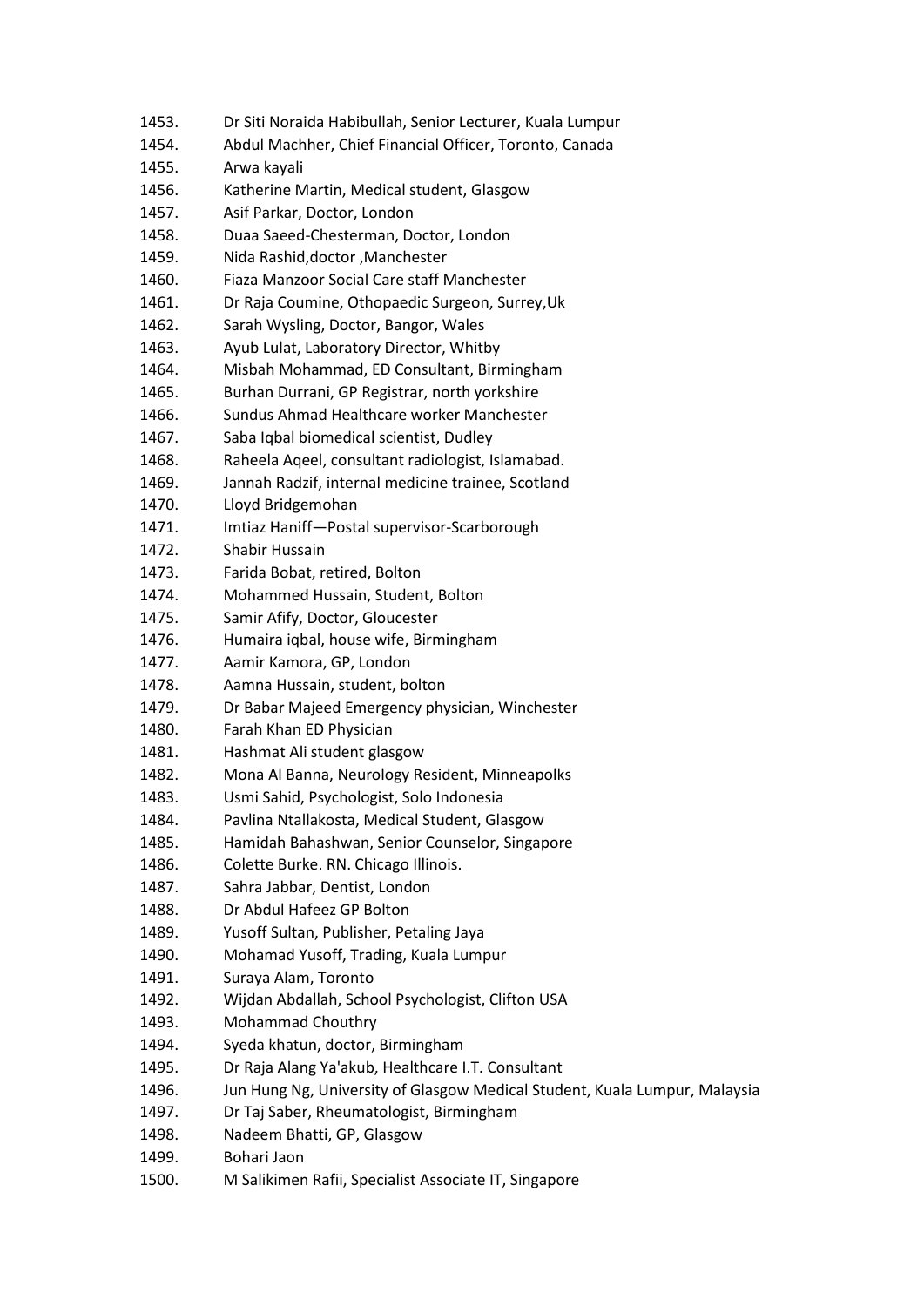1453. Dr Siti Noraida Habibullah, Senior Lecturer, Kuala Lumpur
1454. Abdul Machher, Chief Financial Officer, Toronto, Canada
1455. Arwa kayali
1456. Katherine Martin, Medical student, Glasgow
1457. Asif Parkar, Doctor, London
1458. Duaa Saeed-Chesterman, Doctor, London
1459. Nida Rashid,doctor ,Manchester
1460. Fiaza Manzoor Social Care staff Manchester
1461. Dr Raja Coumine, Othopaedic Surgeon, Surrey,Uk
1462. Sarah Wysling, Doctor, Bangor, Wales
1463. Ayub Lulat, Laboratory Director, Whitby
1464. Misbah Mohammad, ED Consultant, Birmingham
1465. Burhan Durrani, GP Registrar, north yorkshire
1466. Sundus Ahmad Healthcare worker Manchester
1467. Saba Iqbal biomedical scientist, Dudley
1468. Raheela Aqeel, consultant radiologist, Islamabad.
1469. Jannah Radzif, internal medicine trainee, Scotland
1470. Lloyd Bridgemohan
1471. Imtiaz Haniff—Postal supervisor-Scarborough
1472. Shabir Hussain
1473. Farida Bobat, retired, Bolton
1474. Mohammed Hussain, Student, Bolton
1475. Samir Afify, Doctor, Gloucester
1476. Humaira iqbal, house wife, Birmingham
1477. Aamir Kamora, GP, London
1478. Aamna Hussain, student, bolton
1479. Dr Babar Majeed Emergency physician, Winchester
1480. Farah Khan ED Physician
1481. Hashmat Ali student glasgow
1482. Mona Al Banna, Neurology Resident, Minneapolks
1483. Usmi Sahid, Psychologist, Solo Indonesia
1484. Pavlina Ntallakosta, Medical Student, Glasgow
1485. Hamidah Bahashwan, Senior Counselor, Singapore
1486. Colette Burke. RN. Chicago Illinois.
1487. Sahra Jabbar, Dentist, London
1488. Dr Abdul Hafeez GP Bolton
1489. Yusoff Sultan, Publisher, Petaling Jaya
1490. Mohamad Yusoff, Trading, Kuala Lumpur
1491. Suraya Alam, Toronto
1492. Wijdan Abdallah, School Psychologist, Clifton USA
1493. Mohammad Chouthry
1494. Syeda khatun, doctor, Birmingham
1495. Dr Raja Alang Ya'akub, Healthcare I.T. Consultant
1496. Jun Hung Ng, University of Glasgow Medical Student, Kuala Lumpur, Malaysia
1497. Dr Taj Saber, Rheumatologist, Birmingham
1498. Nadeem Bhatti, GP, Glasgow
1499. Bohari Jaon
1500. M Salikimen Rafii, Specialist Associate IT, Singapore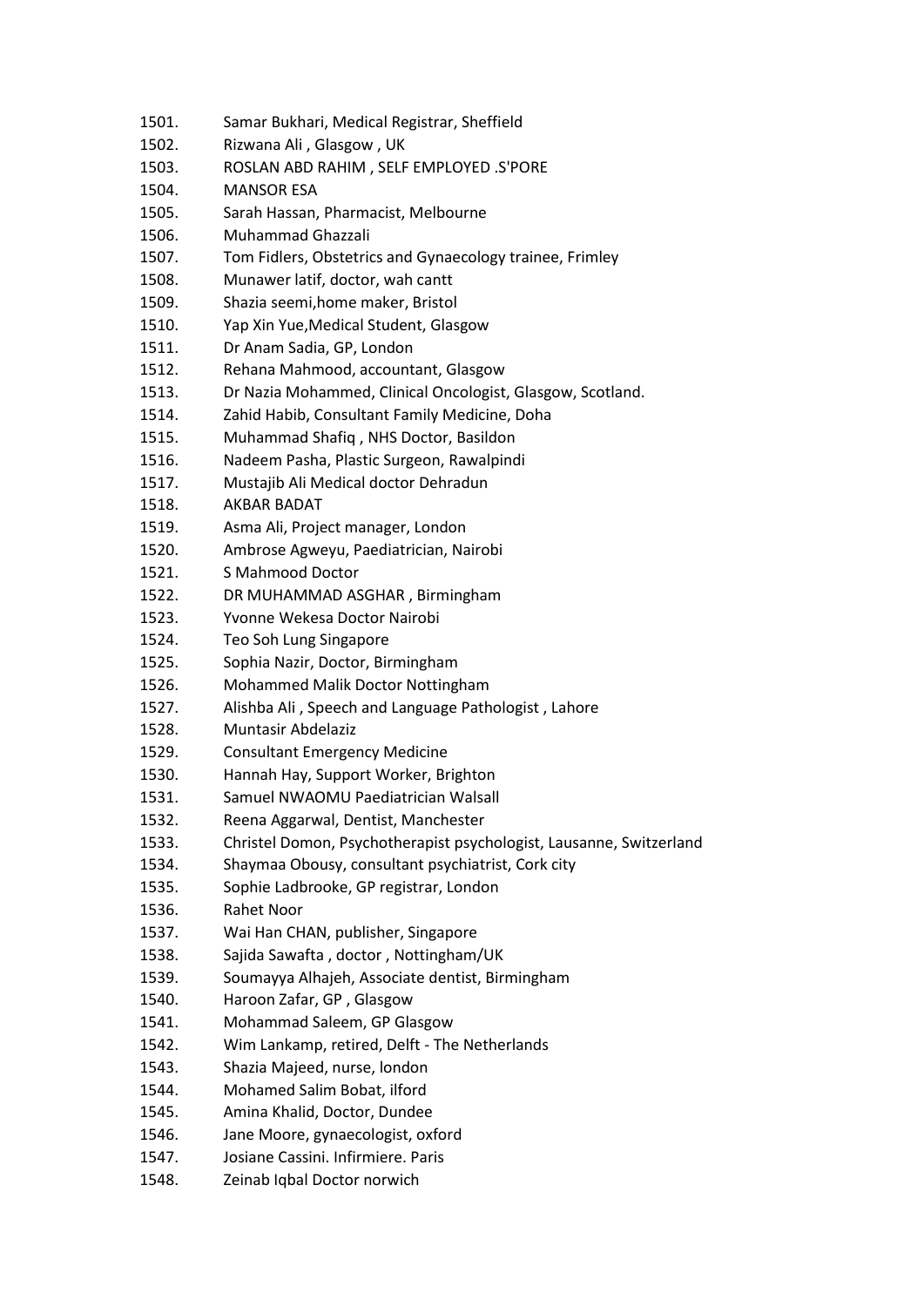1501. Samar Bukhari, Medical Registrar, Sheffield
1502. Rizwana Ali , Glasgow , UK
1503. ROSLAN ABD RAHIM , SELF EMPLOYED .S'PORE
1504. MANSOR ESA
1505. Sarah Hassan, Pharmacist, Melbourne
1506. Muhammad Ghazzali
1507. Tom Fidlers, Obstetrics and Gynaecology trainee, Frimley
1508. Munawer latif, doctor, wah cantt
1509. Shazia seemi,home maker, Bristol
1510. Yap Xin Yue,Medical Student, Glasgow
1511. Dr Anam Sadia, GP, London
1512. Rehana Mahmood, accountant, Glasgow
1513. Dr Nazia Mohammed, Clinical Oncologist, Glasgow, Scotland.
1514. Zahid Habib, Consultant Family Medicine, Doha
1515. Muhammad Shafiq , NHS Doctor, Basildon
1516. Nadeem Pasha, Plastic Surgeon, Rawalpindi
1517. Mustajib Ali Medical doctor Dehradun
1518. AKBAR BADAT
1519. Asma Ali, Project manager, London
1520. Ambrose Agweyu, Paediatrician, Nairobi
1521. S Mahmood Doctor
1522. DR MUHAMMAD ASGHAR , Birmingham
1523. Yvonne Wekesa Doctor Nairobi
1524. Teo Soh Lung Singapore
1525. Sophia Nazir, Doctor, Birmingham
1526. Mohammed Malik Doctor Nottingham
1527. Alishba Ali , Speech and Language Pathologist , Lahore
1528. Muntasir Abdelaziz
1529. Consultant Emergency Medicine
1530. Hannah Hay, Support Worker, Brighton
1531. Samuel NWAOMU Paediatrician Walsall
1532. Reena Aggarwal, Dentist, Manchester
1533. Christel Domon, Psychotherapist psychologist, Lausanne, Switzerland
1534. Shaymaa Obousy, consultant psychiatrist, Cork city
1535. Sophie Ladbrooke, GP registrar, London
1536. Rahet Noor
1537. Wai Han CHAN, publisher, Singapore
1538. Sajida Sawafta , doctor , Nottingham/UK
1539. Soumayya Alhajeh, Associate dentist, Birmingham
1540. Haroon Zafar, GP , Glasgow
1541. Mohammad Saleem, GP Glasgow
1542. Wim Lankamp, retired, Delft - The Netherlands
1543. Shazia Majeed, nurse, london
1544. Mohamed Salim Bobat, ilford
1545. Amina Khalid, Doctor, Dundee
1546. Jane Moore, gynaecologist, oxford
1547. Josiane Cassini. Infirmiere. Paris
1548. Zeinab Iqbal Doctor norwich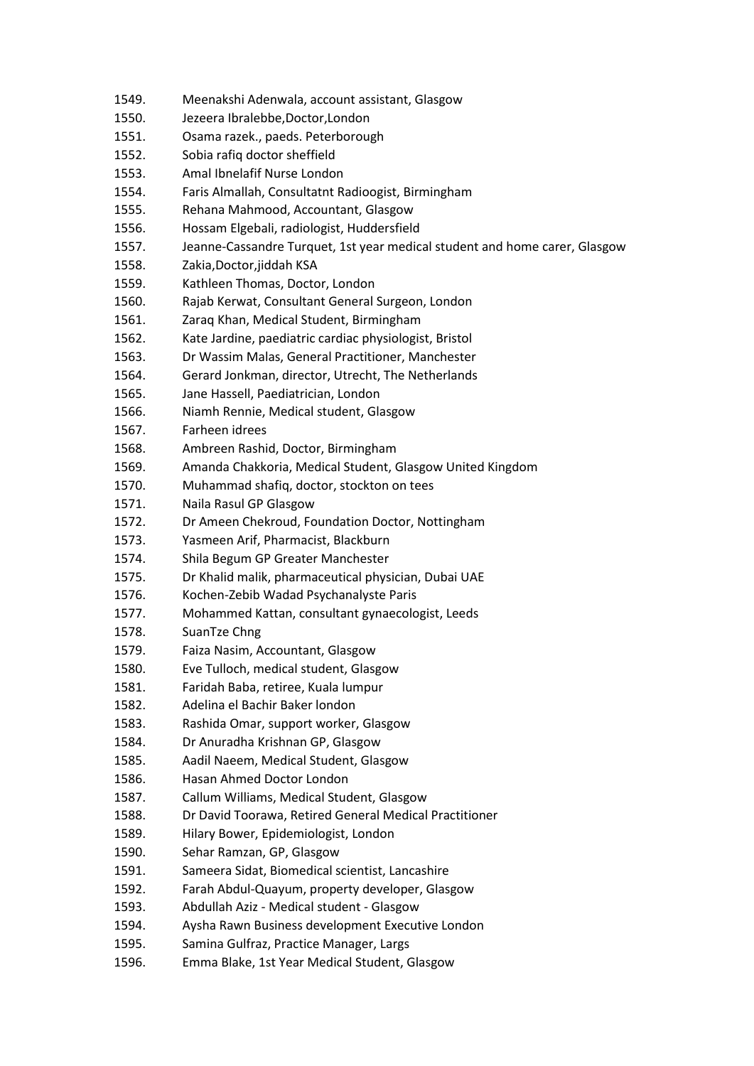1549. Meenakshi Adenwala, account assistant, Glasgow
1550. Jezeera Ibralebbe,Doctor,London
1551. Osama razek., paeds. Peterborough
1552. Sobia rafiq doctor sheffield
1553. Amal Ibnelafif Nurse London
1554. Faris Almallah, Consultatnt Radioogist, Birmingham
1555. Rehana Mahmood, Accountant, Glasgow
1556. Hossam Elgebali, radiologist, Huddersfield
1557. Jeanne-Cassandre Turquet, 1st year medical student and home carer, Glasgow
1558. Zakia,Doctor,jiddah KSA
1559. Kathleen Thomas, Doctor, London
1560. Rajab Kerwat, Consultant General Surgeon, London
1561. Zaraq Khan, Medical Student, Birmingham
1562. Kate Jardine, paediatric cardiac physiologist, Bristol
1563. Dr Wassim Malas, General Practitioner, Manchester
1564. Gerard Jonkman, director, Utrecht, The Netherlands
1565. Jane Hassell, Paediatrician, London
1566. Niamh Rennie, Medical student, Glasgow
1567. Farheen idrees
1568. Ambreen Rashid, Doctor, Birmingham
1569. Amanda Chakkoria, Medical Student, Glasgow United Kingdom
1570. Muhammad shafiq, doctor, stockton on tees
1571. Naila Rasul GP Glasgow
1572. Dr Ameen Chekroud, Foundation Doctor, Nottingham
1573. Yasmeen Arif, Pharmacist, Blackburn
1574. Shila Begum GP Greater Manchester
1575. Dr Khalid malik, pharmaceutical physician, Dubai UAE
1576. Kochen-Zebib Wadad Psychanalyste Paris
1577. Mohammed Kattan, consultant gynaecologist, Leeds
1578. SuanTze Chng
1579. Faiza Nasim, Accountant, Glasgow
1580. Eve Tulloch, medical student, Glasgow
1581. Faridah Baba, retiree, Kuala lumpur
1582. Adelina el Bachir Baker london
1583. Rashida Omar, support worker, Glasgow
1584. Dr Anuradha Krishnan GP, Glasgow
1585. Aadil Naeem, Medical Student, Glasgow
1586. Hasan Ahmed Doctor London
1587. Callum Williams, Medical Student, Glasgow
1588. Dr David Toorawa, Retired General Medical Practitioner
1589. Hilary Bower, Epidemiologist, London
1590. Sehar Ramzan, GP, Glasgow
1591. Sameera Sidat, Biomedical scientist, Lancashire
1592. Farah Abdul-Quayum, property developer, Glasgow
1593. Abdullah Aziz - Medical student - Glasgow
1594. Aysha Rawn Business development Executive London
1595. Samina Gulfraz, Practice Manager, Largs
1596. Emma Blake, 1st Year Medical Student, Glasgow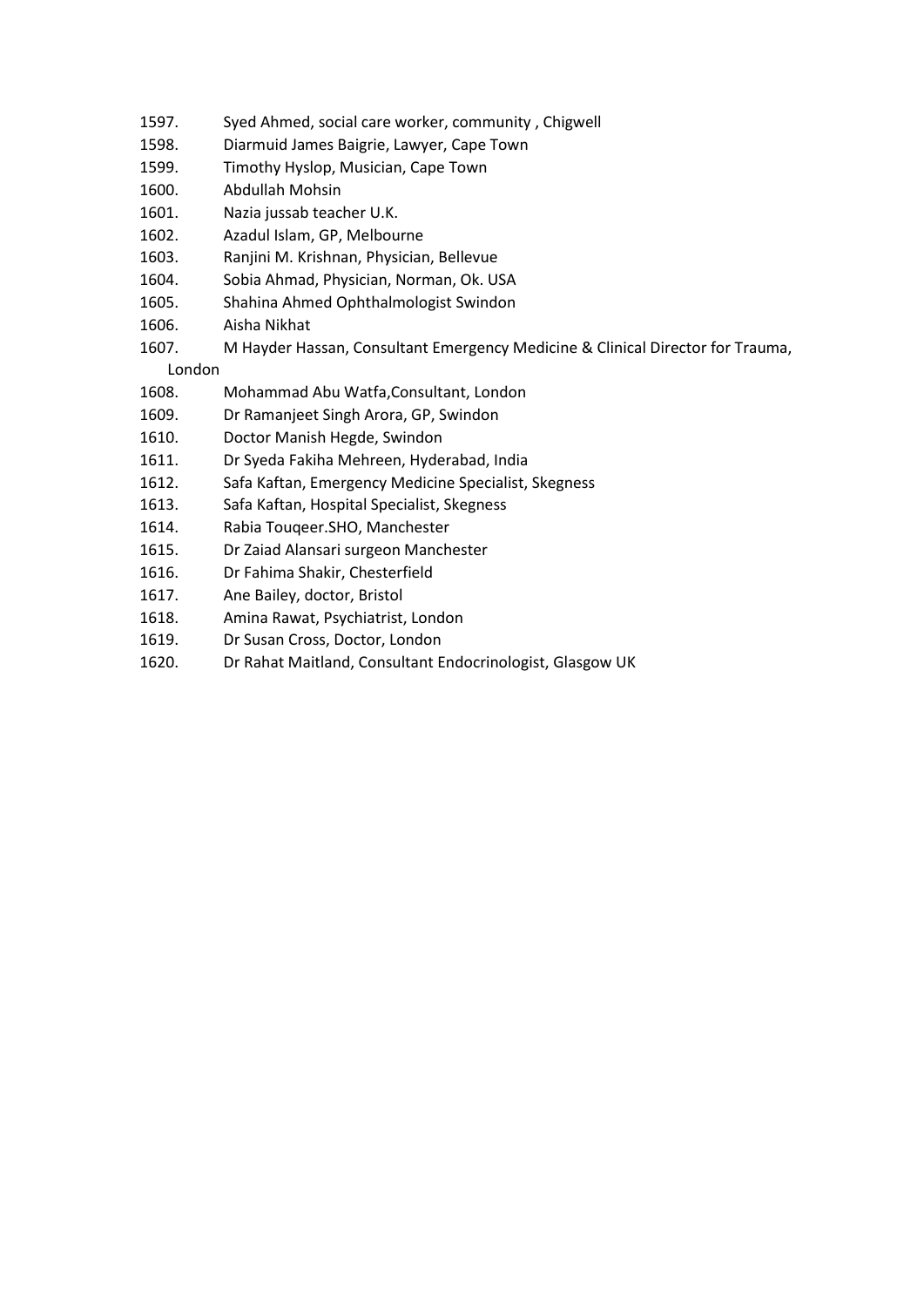1597. Syed Ahmed, social care worker, community , Chigwell
1598. Diarmuid James Baigrie, Lawyer, Cape Town
1599. Timothy Hyslop, Musician, Cape Town
1600. Abdullah Mohsin
1601. Nazia jussab teacher U.K.
1602. Azadul Islam, GP, Melbourne
1603. Ranjini M. Krishnan, Physician, Bellevue
1604. Sobia Ahmad, Physician, Norman, Ok. USA
1605. Shahina Ahmed Ophthalmologist Swindon
1606. Aisha Nikhat
1607. M Hayder Hassan, Consultant Emergency Medicine & Clinical Director for Trauma, London
1608. Mohammad Abu Watfa,Consultant, London
1609. Dr Ramanjeet Singh Arora, GP, Swindon
1610. Doctor Manish Hegde, Swindon
1611. Dr Syeda Fakiha Mehreen, Hyderabad, India
1612. Safa Kaftan, Emergency Medicine Specialist, Skegness
1613. Safa Kaftan, Hospital Specialist, Skegness
1614. Rabia Touqeer.SHO, Manchester
1615. Dr Zaiad Alansari surgeon Manchester
1616. Dr Fahima Shakir, Chesterfield
1617. Ane Bailey, doctor, Bristol
1618. Amina Rawat, Psychiatrist, London
1619. Dr Susan Cross, Doctor, London
1620. Dr Rahat Maitland, Consultant Endocrinologist, Glasgow UK